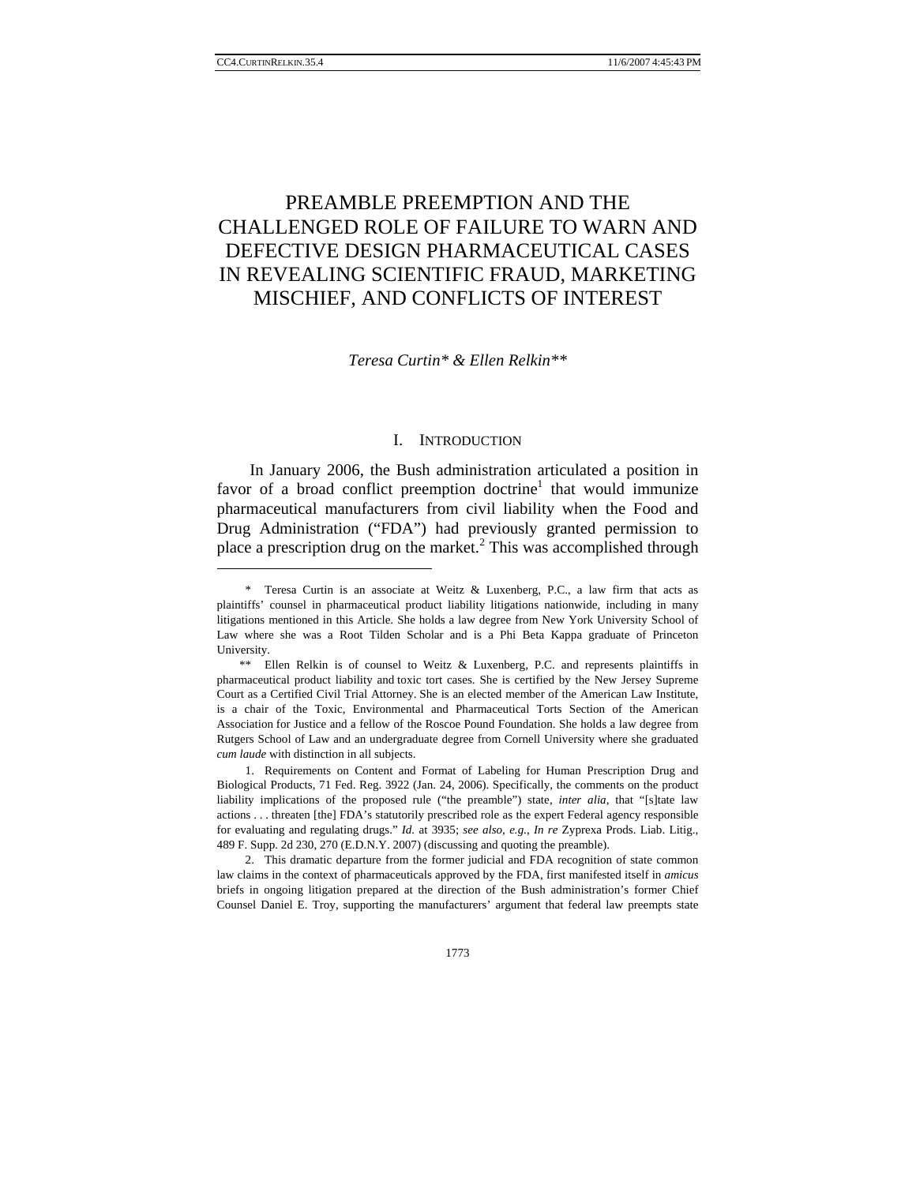# PREAMBLE PREEMPTION AND THE CHALLENGED ROLE OF FAILURE TO WARN AND DEFECTIVE DESIGN PHARMACEUTICAL CASES IN REVEALING SCIENTIFIC FRAUD, MARKETING MISCHIEF, AND CONFLICTS OF INTEREST

*Teresa Curtin\* & Ellen Relkin\*\**

## I. INTRODUCTION

In January 2006, the Bush administration articulated a position in favor of a broad conflict preemption doctrine[1] that would immunize pharmaceutical manufacturers from civil liability when the Food and Drug Administration ("FDA") had previously granted permission to place a prescription drug on the market.[2] This was accomplished through

---

\* Teresa Curtin is an associate at Weitz & Luxenberg, P.C., a law firm that acts as plaintiffs' counsel in pharmaceutical product liability litigations nationwide, including in many litigations mentioned in this Article. She holds a law degree from New York University School of Law where she was a Root Tilden Scholar and is a Phi Beta Kappa graduate of Princeton University.

\*\* Ellen Relkin is of counsel to Weitz & Luxenberg, P.C. and represents plaintiffs in pharmaceutical product liability and toxic tort cases. She is certified by the New Jersey Supreme Court as a Certified Civil Trial Attorney. She is an elected member of the American Law Institute, is a chair of the Toxic, Environmental and Pharmaceutical Torts Section of the American Association for Justice and a fellow of the Roscoe Pound Foundation. She holds a law degree from Rutgers School of Law and an undergraduate degree from Cornell University where she graduated *cum laude* with distinction in all subjects.

1. Requirements on Content and Format of Labeling for Human Prescription Drug and Biological Products, 71 Fed. Reg. 3922 (Jan. 24, 2006). Specifically, the comments on the product liability implications of the proposed rule ("the preamble") state, *inter alia*, that "[s]tate law actions . . . threaten [the] FDA's statutorily prescribed role as the expert Federal agency responsible for evaluating and regulating drugs." *Id.* at 3935; *see also, e.g.*, *In re* Zyprexa Prods. Liab. Litig., 489 F. Supp. 2d 230, 270 (E.D.N.Y. 2007) (discussing and quoting the preamble).

2. This dramatic departure from the former judicial and FDA recognition of state common law claims in the context of pharmaceuticals approved by the FDA, first manifested itself in *amicus* briefs in ongoing litigation prepared at the direction of the Bush administration's former Chief Counsel Daniel E. Troy, supporting the manufacturers' argument that federal law preempts state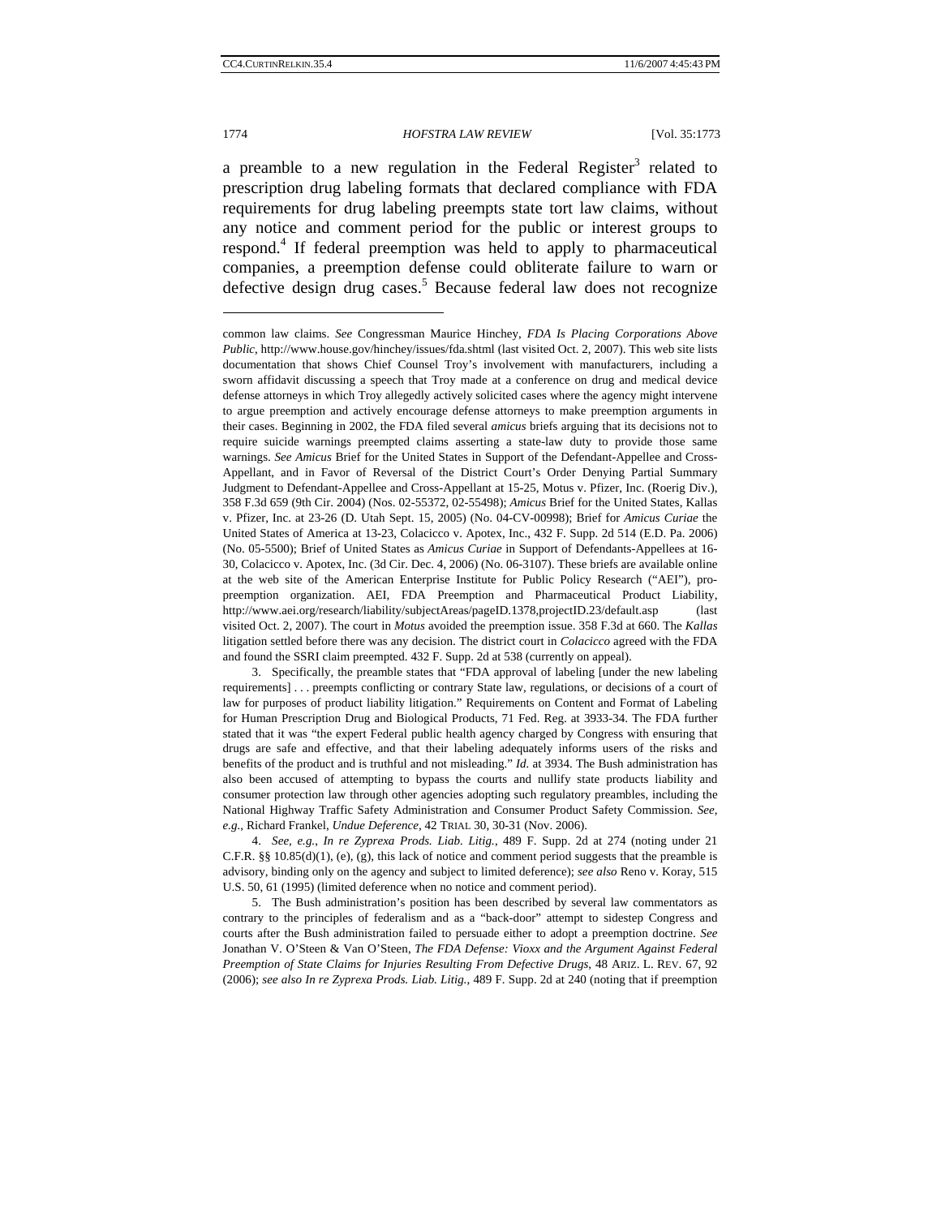a preamble to a new regulation in the Federal Register[3] related to prescription drug labeling formats that declared compliance with FDA requirements for drug labeling preempts state tort law claims, without any notice and comment period for the public or interest groups to respond.[4] If federal preemption was held to apply to pharmaceutical companies, a preemption defense could obliterate failure to warn or defective design drug cases.[5] Because federal law does not recognize

---

common law claims. *See* Congressman Maurice Hinchey, *FDA Is Placing Corporations Above Public*, http://www.house.gov/hinchey/issues/fda.shtml (last visited Oct. 2, 2007). This web site lists documentation that shows Chief Counsel Troy's involvement with manufacturers, including a sworn affidavit discussing a speech that Troy made at a conference on drug and medical device defense attorneys in which Troy allegedly actively solicited cases where the agency might intervene to argue preemption and actively encourage defense attorneys to make preemption arguments in their cases. Beginning in 2002, the FDA filed several *amicus* briefs arguing that its decisions not to require suicide warnings preempted claims asserting a state-law duty to provide those same warnings. *See Amicus* Brief for the United States in Support of the Defendant-Appellee and Cross-Appellant, and in Favor of Reversal of the District Court's Order Denying Partial Summary Judgment to Defendant-Appellee and Cross-Appellant at 15-25, Motus v. Pfizer, Inc. (Roerig Div.), 358 F.3d 659 (9th Cir. 2004) (Nos. 02-55372, 02-55498); *Amicus* Brief for the United States, Kallas v. Pfizer, Inc. at 23-26 (D. Utah Sept. 15, 2005) (No. 04-CV-00998); Brief for *Amicus Curiae* the United States of America at 13-23, Colacicco v. Apotex, Inc., 432 F. Supp. 2d 514 (E.D. Pa. 2006) (No. 05-5500); Brief of United States as *Amicus Curiae* in Support of Defendants-Appellees at 16-30, Colacicco v. Apotex, Inc. (3d Cir. Dec. 4, 2006) (No. 06-3107). These briefs are available online at the web site of the American Enterprise Institute for Public Policy Research ("AEI"), pro-preemption organization. AEI, FDA Preemption and Pharmaceutical Product Liability, http://www.aei.org/research/liability/subjectAreas/pageID.1378,projectID.23/default.asp (last visited Oct. 2, 2007). The court in *Motus* avoided the preemption issue. 358 F.3d at 660. The *Kallas* litigation settled before there was any decision. The district court in *Colacicco* agreed with the FDA and found the SSRI claim preempted. 432 F. Supp. 2d at 538 (currently on appeal).

3. Specifically, the preamble states that "FDA approval of labeling [under the new labeling requirements] . . . preempts conflicting or contrary State law, regulations, or decisions of a court of law for purposes of product liability litigation." Requirements on Content and Format of Labeling for Human Prescription Drug and Biological Products, 71 Fed. Reg. at 3933-34. The FDA further stated that it was "the expert Federal public health agency charged by Congress with ensuring that drugs are safe and effective, and that their labeling adequately informs users of the risks and benefits of the product and is truthful and not misleading." *Id.* at 3934. The Bush administration has also been accused of attempting to bypass the courts and nullify state products liability and consumer protection law through other agencies adopting such regulatory preambles, including the National Highway Traffic Safety Administration and Consumer Product Safety Commission. *See, e.g.*, Richard Frankel, *Undue Deference*, 42 TRIAL 30, 30-31 (Nov. 2006).

4. *See, e.g.*, *In re Zyprexa Prods. Liab. Litig.*, 489 F. Supp. 2d at 274 (noting under 21 C.F.R. §§ 10.85(d)(1), (e), (g), this lack of notice and comment period suggests that the preamble is advisory, binding only on the agency and subject to limited deference); *see also* Reno v. Koray, 515 U.S. 50, 61 (1995) (limited deference when no notice and comment period).

5. The Bush administration's position has been described by several law commentators as contrary to the principles of federalism and as a "back-door" attempt to sidestep Congress and courts after the Bush administration failed to persuade either to adopt a preemption doctrine. *See* Jonathan V. O'Steen & Van O'Steen, *The FDA Defense: Vioxx and the Argument Against Federal Preemption of State Claims for Injuries Resulting From Defective Drugs*, 48 ARIZ. L. REV. 67, 92 (2006); *see also In re Zyprexa Prods. Liab. Litig.*, 489 F. Supp. 2d at 240 (noting that if preemption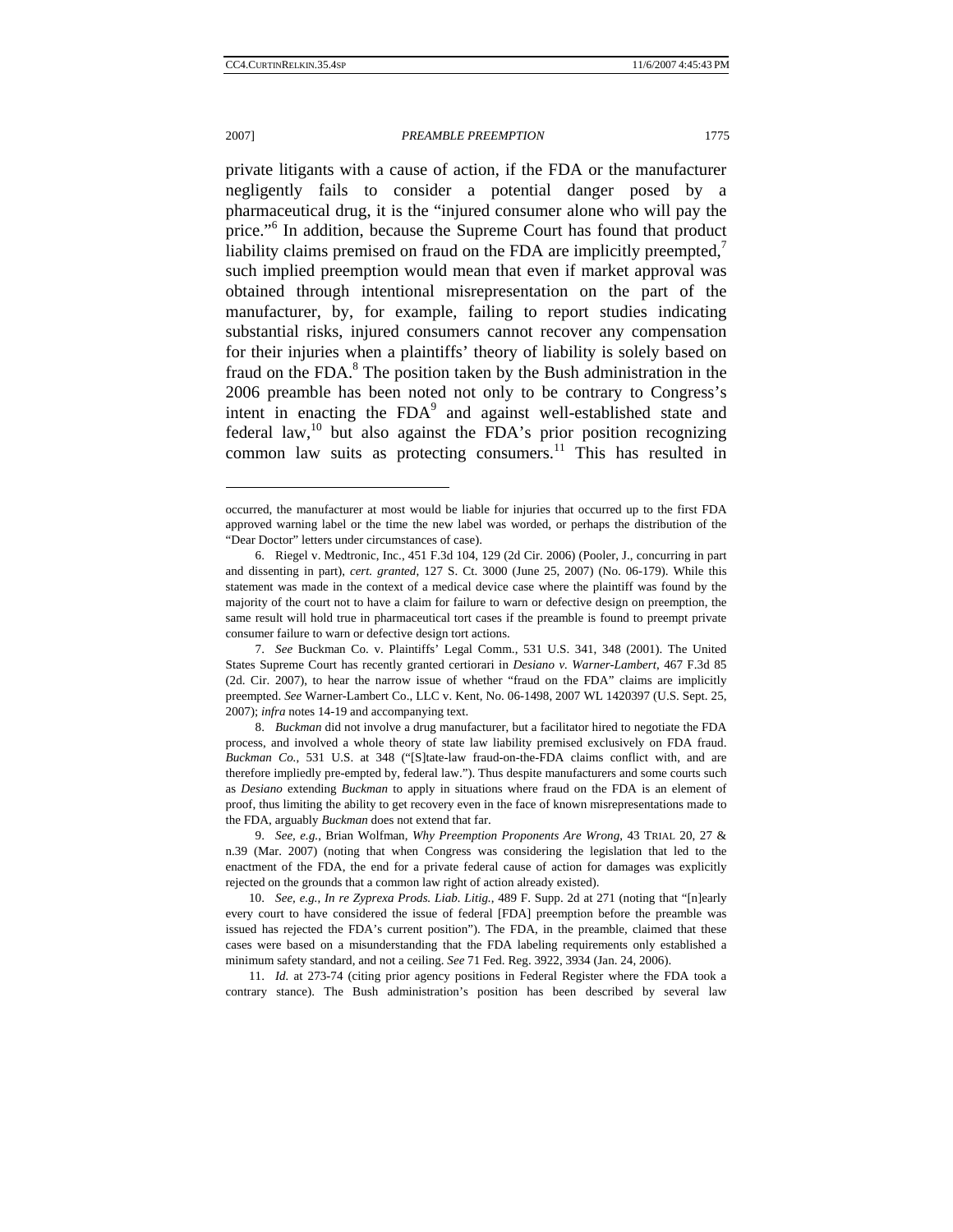private litigants with a cause of action, if the FDA or the manufacturer negligently fails to consider a potential danger posed by a pharmaceutical drug, it is the "injured consumer alone who will pay the price."[6] In addition, because the Supreme Court has found that product liability claims premised on fraud on the FDA are implicitly preempted,[7] such implied preemption would mean that even if market approval was obtained through intentional misrepresentation on the part of the manufacturer, by, for example, failing to report studies indicating substantial risks, injured consumers cannot recover any compensation for their injuries when a plaintiffs' theory of liability is solely based on fraud on the FDA.[8] The position taken by the Bush administration in the 2006 preamble has been noted not only to be contrary to Congress's intent in enacting the FDA[9] and against well-established state and federal law,[10] but also against the FDA's prior position recognizing common law suits as protecting consumers.[11] This has resulted in

---

occurred, the manufacturer at most would be liable for injuries that occurred up to the first FDA approved warning label or the time the new label was worded, or perhaps the distribution of the "Dear Doctor" letters under circumstances of case).

6. Riegel v. Medtronic, Inc., 451 F.3d 104, 129 (2d Cir. 2006) (Pooler, J., concurring in part and dissenting in part), *cert. granted*, 127 S. Ct. 3000 (June 25, 2007) (No. 06-179). While this statement was made in the context of a medical device case where the plaintiff was found by the majority of the court not to have a claim for failure to warn or defective design on preemption, the same result will hold true in pharmaceutical tort cases if the preamble is found to preempt private consumer failure to warn or defective design tort actions.

7. *See* Buckman Co. v. Plaintiffs' Legal Comm., 531 U.S. 341, 348 (2001). The United States Supreme Court has recently granted certiorari in *Desiano v. Warner-Lambert*, 467 F.3d 85 (2d. Cir. 2007), to hear the narrow issue of whether "fraud on the FDA" claims are implicitly preempted. *See* Warner-Lambert Co., LLC v. Kent, No. 06-1498, 2007 WL 1420397 (U.S. Sept. 25, 2007); *infra* notes 14-19 and accompanying text.

8. *Buckman* did not involve a drug manufacturer, but a facilitator hired to negotiate the FDA process, and involved a whole theory of state law liability premised exclusively on FDA fraud. *Buckman Co.*, 531 U.S. at 348 ("[S]tate-law fraud-on-the-FDA claims conflict with, and are therefore impliedly pre-empted by, federal law."). Thus despite manufacturers and some courts such as *Desiano* extending *Buckman* to apply in situations where fraud on the FDA is an element of proof, thus limiting the ability to get recovery even in the face of known misrepresentations made to the FDA, arguably *Buckman* does not extend that far.

9. *See, e.g.*, Brian Wolfman, *Why Preemption Proponents Are Wrong*, 43 TRIAL 20, 27 & n.39 (Mar. 2007) (noting that when Congress was considering the legislation that led to the enactment of the FDA, the end for a private federal cause of action for damages was explicitly rejected on the grounds that a common law right of action already existed).

10. *See, e.g.*, *In re Zyprexa Prods. Liab. Litig.*, 489 F. Supp. 2d at 271 (noting that "[n]early every court to have considered the issue of federal [FDA] preemption before the preamble was issued has rejected the FDA's current position"). The FDA, in the preamble, claimed that these cases were based on a misunderstanding that the FDA labeling requirements only established a minimum safety standard, and not a ceiling. *See* 71 Fed. Reg. 3922, 3934 (Jan. 24, 2006).

11. *Id.* at 273-74 (citing prior agency positions in Federal Register where the FDA took a contrary stance). The Bush administration's position has been described by several law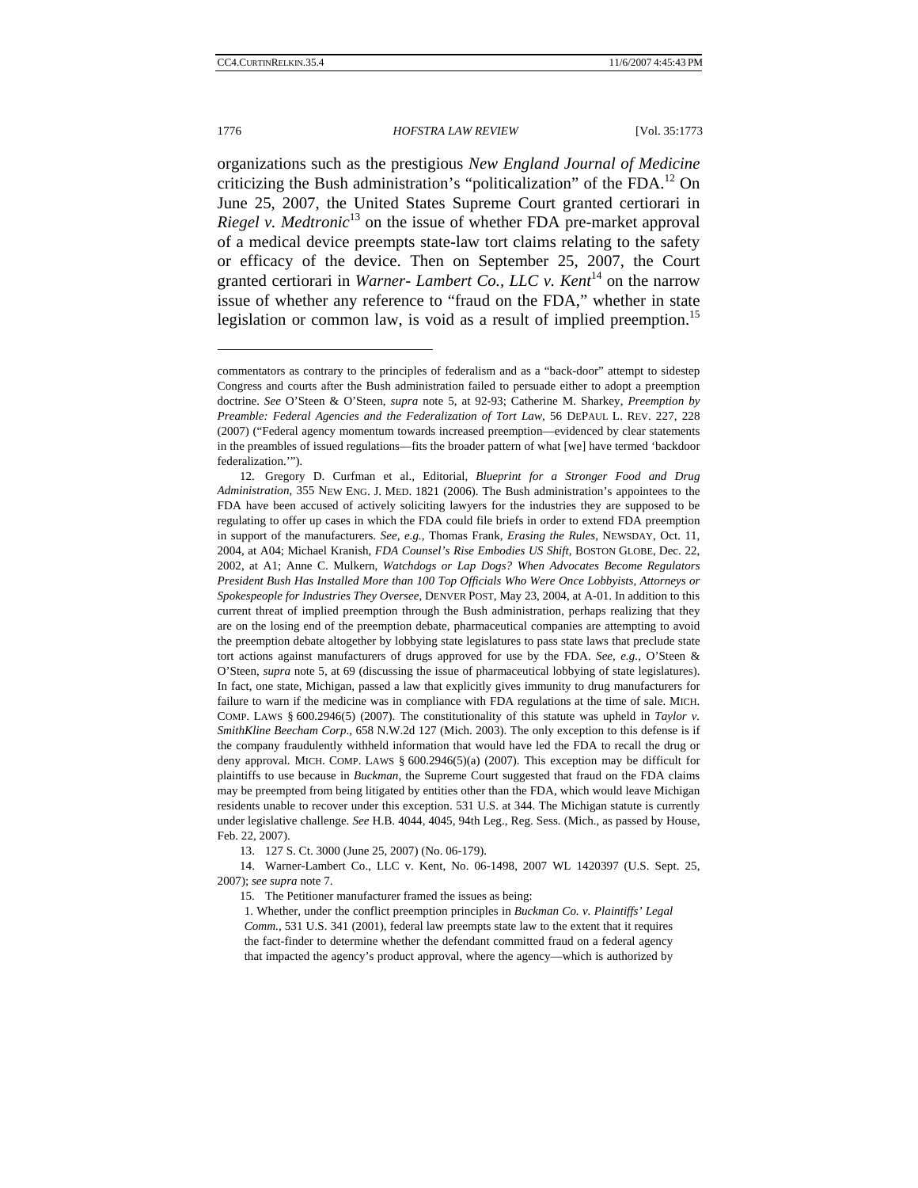organizations such as the prestigious *New England Journal of Medicine* criticizing the Bush administration's "politicization" of the FDA.[12] On June 25, 2007, the United States Supreme Court granted certiorari in *Riegel v. Medtronic*[13] on the issue of whether FDA pre-market approval of a medical device preempts state-law tort claims relating to the safety or efficacy of the device. Then on September 25, 2007, the Court granted certiorari in *Warner- Lambert Co., LLC v. Kent*[14] on the narrow issue of whether any reference to "fraud on the FDA," whether in state legislation or common law, is void as a result of implied preemption.[15]

---

commentators as contrary to the principles of federalism and as a "back-door" attempt to sidestep Congress and courts after the Bush administration failed to persuade either to adopt a preemption doctrine. *See* O'Steen & O'Steen, *supra* note 5, at 92-93; Catherine M. Sharkey, *Preemption by Preamble: Federal Agencies and the Federalization of Tort Law*, 56 DEPAUL L. REV. 227, 228 (2007) ("Federal agency momentum towards increased preemption—evidenced by clear statements in the preambles of issued regulations—fits the broader pattern of what [we] have termed 'backdoor federalization.'").

12. Gregory D. Curfman et al., Editorial, *Blueprint for a Stronger Food and Drug Administration*, 355 NEW ENG. J. MED. 1821 (2006). The Bush administration's appointees to the FDA have been accused of actively soliciting lawyers for the industries they are supposed to be regulating to offer up cases in which the FDA could file briefs in order to extend FDA preemption in support of the manufacturers. *See, e.g.*, Thomas Frank, *Erasing the Rules*, NEWSDAY, Oct. 11, 2004, at A04; Michael Kranish, *FDA Counsel's Rise Embodies US Shift*, BOSTON GLOBE, Dec. 22, 2002, at A1; Anne C. Mulkern, *Watchdogs or Lap Dogs? When Advocates Become Regulators President Bush Has Installed More than 100 Top Officials Who Were Once Lobbyists, Attorneys or Spokespeople for Industries They Oversee*, DENVER POST, May 23, 2004, at A-01. In addition to this current threat of implied preemption through the Bush administration, perhaps realizing that they are on the losing end of the preemption debate, pharmaceutical companies are attempting to avoid the preemption debate altogether by lobbying state legislatures to pass state laws that preclude state tort actions against manufacturers of drugs approved for use by the FDA. *See, e.g.*, O'Steen & O'Steen, *supra* note 5, at 69 (discussing the issue of pharmaceutical lobbying of state legislatures). In fact, one state, Michigan, passed a law that explicitly gives immunity to drug manufacturers for failure to warn if the medicine was in compliance with FDA regulations at the time of sale. MICH. COMP. LAWS § 600.2946(5) (2007). The constitutionality of this statute was upheld in *Taylor v. SmithKline Beecham Corp.*, 658 N.W.2d 127 (Mich. 2003). The only exception to this defense is if the company fraudulently withheld information that would have led the FDA to recall the drug or deny approval. MICH. COMP. LAWS § 600.2946(5)(a) (2007). This exception may be difficult for plaintiffs to use because in *Buckman*, the Supreme Court suggested that fraud on the FDA claims may be preempted from being litigated by entities other than the FDA, which would leave Michigan residents unable to recover under this exception. 531 U.S. at 344. The Michigan statute is currently under legislative challenge. *See* H.B. 4044, 4045, 94th Leg., Reg. Sess. (Mich., as passed by House, Feb. 22, 2007).

13. 127 S. Ct. 3000 (June 25, 2007) (No. 06-179).

14. Warner-Lambert Co., LLC v. Kent, No. 06-1498, 2007 WL 1420397 (U.S. Sept. 25, 2007); *see supra* note 7.

15. The Petitioner manufacturer framed the issues as being:

> 1. Whether, under the conflict preemption principles in *Buckman Co. v. Plaintiffs' Legal Comm.*, 531 U.S. 341 (2001), federal law preempts state law to the extent that it requires the fact-finder to determine whether the defendant committed fraud on a federal agency that impacted the agency's product approval, where the agency—which is authorized by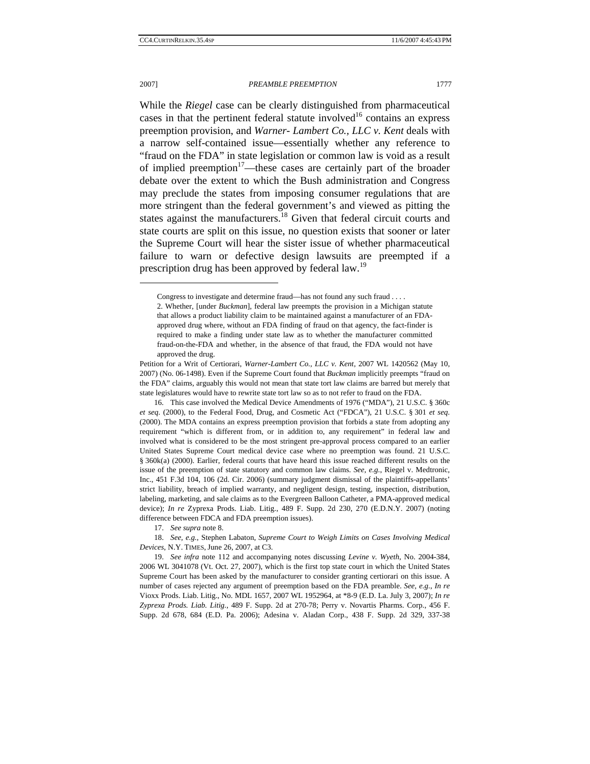While the *Riegel* case can be clearly distinguished from pharmaceutical cases in that the pertinent federal statute involved[16] contains an express preemption provision, and *Warner- Lambert Co., LLC v. Kent* deals with a narrow self-contained issue—essentially whether any reference to "fraud on the FDA" in state legislation or common law is void as a result of implied preemption[17]—these cases are certainly part of the broader debate over the extent to which the Bush administration and Congress may preclude the states from imposing consumer regulations that are more stringent than the federal government's and viewed as pitting the states against the manufacturers.[18] Given that federal circuit courts and state courts are split on this issue, no question exists that sooner or later the Supreme Court will hear the sister issue of whether pharmaceutical failure to warn or defective design lawsuits are preempted if a prescription drug has been approved by federal law.[19]

---

> Congress to investigate and determine fraud—has not found any such fraud . . . .
>
> 2. Whether, [under *Buckman*], federal law preempts the provision in a Michigan statute that allows a product liability claim to be maintained against a manufacturer of an FDA-approved drug where, without an FDA finding of fraud on that agency, the fact-finder is required to make a finding under state law as to whether the manufacturer committed fraud-on-the-FDA and whether, in the absence of that fraud, the FDA would not have approved the drug.

Petition for a Writ of Certiorari, *Warner-Lambert Co., LLC v. Kent*, 2007 WL 1420562 (May 10, 2007) (No. 06-1498). Even if the Supreme Court found that *Buckman* implicitly preempts "fraud on the FDA" claims, arguably this would not mean that state tort law claims are barred but merely that state legislatures would have to rewrite state tort law so as to not refer to fraud on the FDA.

16. This case involved the Medical Device Amendments of 1976 ("MDA"), 21 U.S.C. § 360c *et seq*. (2000), to the Federal Food, Drug, and Cosmetic Act ("FDCA"), 21 U.S.C. § 301 *et seq*. (2000). The MDA contains an express preemption provision that forbids a state from adopting any requirement "which is different from, or in addition to, any requirement" in federal law and involved what is considered to be the most stringent pre-approval process compared to an earlier United States Supreme Court medical device case where no preemption was found. 21 U.S.C. § 360k(a) (2000). Earlier, federal courts that have heard this issue reached different results on the issue of the preemption of state statutory and common law claims. *See, e.g.*, Riegel v. Medtronic, Inc., 451 F.3d 104, 106 (2d. Cir. 2006) (summary judgment dismissal of the plaintiffs-appellants' strict liability, breach of implied warranty, and negligent design, testing, inspection, distribution, labeling, marketing, and sale claims as to the Evergreen Balloon Catheter, a PMA-approved medical device); *In re* Zyprexa Prods. Liab. Litig., 489 F. Supp. 2d 230, 270 (E.D.N.Y. 2007) (noting difference between FDCA and FDA preemption issues).

17. *See supra* note 8.

18. *See, e.g.*, Stephen Labaton, *Supreme Court to Weigh Limits on Cases Involving Medical Devices*, N.Y. TIMES, June 26, 2007, at C3.

19. *See infra* note 112 and accompanying notes discussing *Levine v. Wyeth*, No. 2004-384, 2006 WL 3041078 (Vt. Oct. 27, 2007), which is the first top state court in which the United States Supreme Court has been asked by the manufacturer to consider granting certiorari on this issue. A number of cases rejected any argument of preemption based on the FDA preamble. *See, e.g.*, *In re* Vioxx Prods. Liab. Litig., No. MDL 1657, 2007 WL 1952964, at *8-9 (E.D. La. July 3, 2007); *In re Zyprexa Prods. Liab. Litig.*, 489 F. Supp. 2d at 270-78; Perry v. Novartis Pharms. Corp., 456 F. Supp. 2d 678, 684 (E.D. Pa. 2006); Adesina v. Aladan Corp., 438 F. Supp. 2d 329, 337-38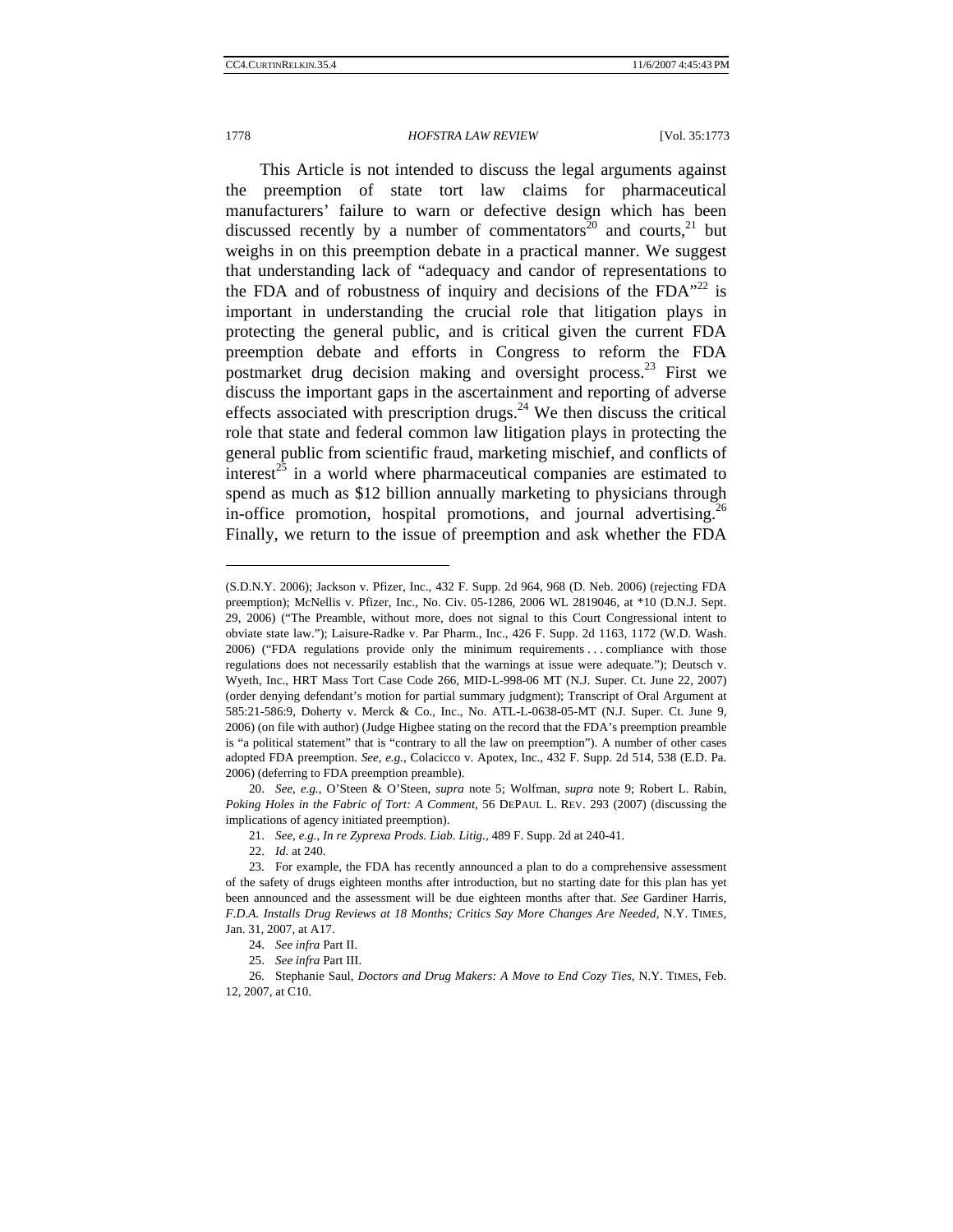This Article is not intended to discuss the legal arguments against the preemption of state tort law claims for pharmaceutical manufacturers' failure to warn or defective design which has been discussed recently by a number of commentators[20] and courts,[21] but weighs in on this preemption debate in a practical manner. We suggest that understanding lack of "adequacy and candor of representations to the FDA and of robustness of inquiry and decisions of the FDA"[22] is important in understanding the crucial role that litigation plays in protecting the general public, and is critical given the current FDA preemption debate and efforts in Congress to reform the FDA postmarket drug decision making and oversight process.[23] First we discuss the important gaps in the ascertainment and reporting of adverse effects associated with prescription drugs.[24] We then discuss the critical role that state and federal common law litigation plays in protecting the general public from scientific fraud, marketing mischief, and conflicts of interest[25] in a world where pharmaceutical companies are estimated to spend as much as $12 billion annually marketing to physicians through in-office promotion, hospital promotions, and journal advertising.[26] Finally, we return to the issue of preemption and ask whether the FDA

---

(S.D.N.Y. 2006); Jackson v. Pfizer, Inc., 432 F. Supp. 2d 964, 968 (D. Neb. 2006) (rejecting FDA preemption); McNellis v. Pfizer, Inc., No. Civ. 05-1286, 2006 WL 2819046, at *10 (D.N.J. Sept. 29, 2006) ("The Preamble, without more, does not signal to this Court Congressional intent to obviate state law."); Laisure-Radke v. Par Pharm., Inc., 426 F. Supp. 2d 1163, 1172 (W.D. Wash. 2006) ("FDA regulations provide only the minimum requirements . . . compliance with those regulations does not necessarily establish that the warnings at issue were adequate."); Deutsch v. Wyeth, Inc., HRT Mass Tort Case Code 266, MID-L-998-06 MT (N.J. Super. Ct. June 22, 2007) (order denying defendant's motion for partial summary judgment); Transcript of Oral Argument at 585:21-586:9, Doherty v. Merck & Co., Inc., No. ATL-L-0638-05-MT (N.J. Super. Ct. June 9, 2006) (on file with author) (Judge Higbee stating on the record that the FDA's preemption preamble is "a political statement" that is "contrary to all the law on preemption"). A number of other cases adopted FDA preemption. *See, e.g.*, Colacicco v. Apotex, Inc., 432 F. Supp. 2d 514, 538 (E.D. Pa. 2006) (deferring to FDA preemption preamble).

20. *See, e.g.*, O'Steen & O'Steen, *supra* note 5; Wolfman, *supra* note 9; Robert L. Rabin, *Poking Holes in the Fabric of Tort: A Comment*, 56 DEPAUL L. REV. 293 (2007) (discussing the implications of agency initiated preemption).

21. *See, e.g.*, *In re Zyprexa Prods. Liab. Litig.*, 489 F. Supp. 2d at 240-41.

22. *Id.* at 240.

23. For example, the FDA has recently announced a plan to do a comprehensive assessment of the safety of drugs eighteen months after introduction, but no starting date for this plan has yet been announced and the assessment will be due eighteen months after that. *See* Gardiner Harris, *F.D.A. Installs Drug Reviews at 18 Months; Critics Say More Changes Are Needed*, N.Y. TIMES, Jan. 31, 2007, at A17.

24. *See infra* Part II.

25. *See infra* Part III.

26. Stephanie Saul, *Doctors and Drug Makers: A Move to End Cozy Ties*, N.Y. TIMES, Feb. 12, 2007, at C10.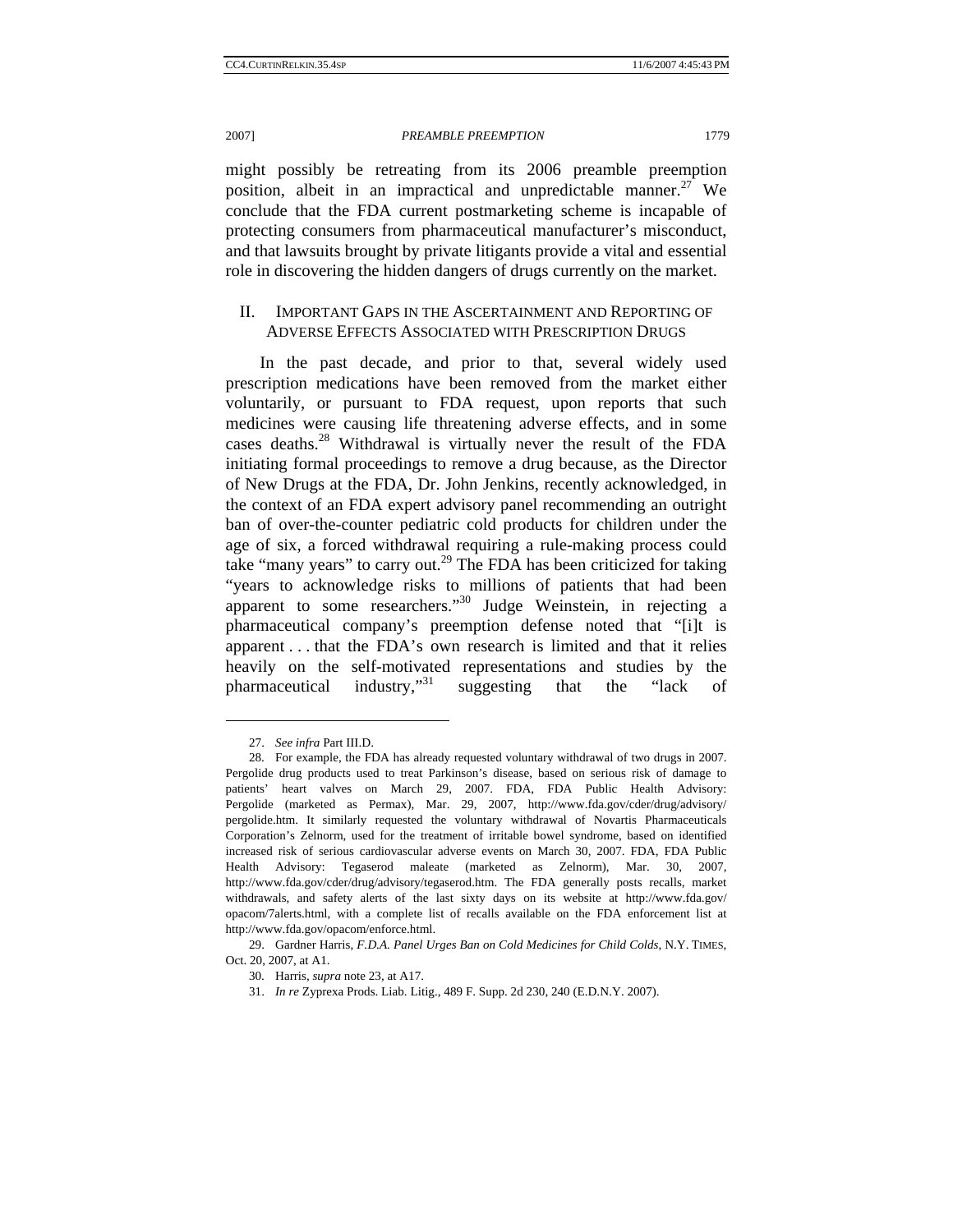might possibly be retreating from its 2006 preamble preemption position, albeit in an impractical and unpredictable manner.[27] We conclude that the FDA current postmarketing scheme is incapable of protecting consumers from pharmaceutical manufacturer's misconduct, and that lawsuits brought by private litigants provide a vital and essential role in discovering the hidden dangers of drugs currently on the market.

## II. Important Gaps in the Ascertainment and Reporting of Adverse Effects Associated with Prescription Drugs

In the past decade, and prior to that, several widely used prescription medications have been removed from the market either voluntarily, or pursuant to FDA request, upon reports that such medicines were causing life threatening adverse effects, and in some cases deaths.[28] Withdrawal is virtually never the result of the FDA initiating formal proceedings to remove a drug because, as the Director of New Drugs at the FDA, Dr. John Jenkins, recently acknowledged, in the context of an FDA expert advisory panel recommending an outright ban of over-the-counter pediatric cold products for children under the age of six, a forced withdrawal requiring a rule-making process could take "many years" to carry out.[29] The FDA has been criticized for taking "years to acknowledge risks to millions of patients that had been apparent to some researchers."[30] Judge Weinstein, in rejecting a pharmaceutical company's preemption defense noted that "[i]t is apparent . . . that the FDA's own research is limited and that it relies heavily on the self-motivated representations and studies by the pharmaceutical industry,"[31] suggesting that the "lack of

---

27. *See infra* Part III.D.

28. For example, the FDA has already requested voluntary withdrawal of two drugs in 2007. Pergolide drug products used to treat Parkinson's disease, based on serious risk of damage to patients' heart valves on March 29, 2007. FDA, FDA Public Health Advisory: Pergolide (marketed as Permax), Mar. 29, 2007, http://www.fda.gov/cder/drug/advisory/pergolide.htm. It similarly requested the voluntary withdrawal of Novartis Pharmaceuticals Corporation's Zelnorm, used for the treatment of irritable bowel syndrome, based on identified increased risk of serious cardiovascular adverse events on March 30, 2007. FDA, FDA Public Health Advisory: Tegaserod maleate (marketed as Zelnorm), Mar. 30, 2007, http://www.fda.gov/cder/drug/advisory/tegaserod.htm. The FDA generally posts recalls, market withdrawals, and safety alerts of the last sixty days on its website at http://www.fda.gov/opacom/7alerts.html, with a complete list of recalls available on the FDA enforcement list at http://www.fda.gov/opacom/enforce.html.

29. Gardner Harris, *F.D.A. Panel Urges Ban on Cold Medicines for Child Colds*, N.Y. TIMES, Oct. 20, 2007, at A1.

30. Harris, *supra* note 23, at A17.

31. *In re* Zyprexa Prods. Liab. Litig., 489 F. Supp. 2d 230, 240 (E.D.N.Y. 2007).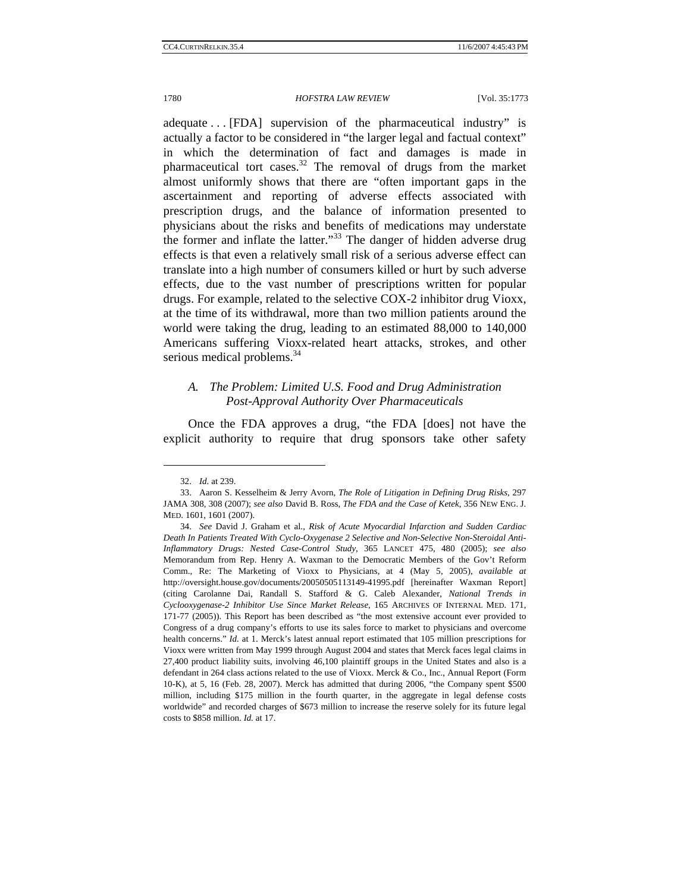adequate . . . [FDA] supervision of the pharmaceutical industry" is actually a factor to be considered in "the larger legal and factual context" in which the determination of fact and damages is made in pharmaceutical tort cases.[32] The removal of drugs from the market almost uniformly shows that there are "often important gaps in the ascertainment and reporting of adverse effects associated with prescription drugs, and the balance of information presented to physicians about the risks and benefits of medications may understate the former and inflate the latter."[33] The danger of hidden adverse drug effects is that even a relatively small risk of a serious adverse effect can translate into a high number of consumers killed or hurt by such adverse effects, due to the vast number of prescriptions written for popular drugs. For example, related to the selective COX-2 inhibitor drug Vioxx, at the time of its withdrawal, more than two million patients around the world were taking the drug, leading to an estimated 88,000 to 140,000 Americans suffering Vioxx-related heart attacks, strokes, and other serious medical problems.[34]

### *A. The Problem: Limited U.S. Food and Drug Administration Post-Approval Authority Over Pharmaceuticals*

Once the FDA approves a drug, "the FDA [does] not have the explicit authority to require that drug sponsors take other safety

---

32. *Id.* at 239.

33. Aaron S. Kesselheim & Jerry Avorn, *The Role of Litigation in Defining Drug Risks*, 297 JAMA 308, 308 (2007); *see also* David B. Ross, *The FDA and the Case of Ketek*, 356 NEW ENG. J. MED. 1601, 1601 (2007).

34. *See* David J. Graham et al., *Risk of Acute Myocardial Infarction and Sudden Cardiac Death In Patients Treated With Cyclo-Oxygenase 2 Selective and Non-Selective Non-Steroidal Anti-Inflammatory Drugs: Nested Case-Control Study*, 365 LANCET 475, 480 (2005); *see also* Memorandum from Rep. Henry A. Waxman to the Democratic Members of the Gov't Reform Comm., Re: The Marketing of Vioxx to Physicians, at 4 (May 5, 2005), *available at* http://oversight.house.gov/documents/20050505113149-41995.pdf [hereinafter Waxman Report] (citing Carolanne Dai, Randall S. Stafford & G. Caleb Alexander, *National Trends in Cyclooxygenase-2 Inhibitor Use Since Market Release*, 165 ARCHIVES OF INTERNAL MED. 171, 171-77 (2005)). This Report has been described as "the most extensive account ever provided to Congress of a drug company's efforts to use its sales force to market to physicians and overcome health concerns." *Id.* at 1. Merck's latest annual report estimated that 105 million prescriptions for Vioxx were written from May 1999 through August 2004 and states that Merck faces legal claims in 27,400 product liability suits, involving 46,100 plaintiff groups in the United States and also is a defendant in 264 class actions related to the use of Vioxx. Merck & Co., Inc., Annual Report (Form 10-K), at 5, 16 (Feb. 28, 2007). Merck has admitted that during 2006, "the Company spent $500 million, including $175 million in the fourth quarter, in the aggregate in legal defense costs worldwide" and recorded charges of $673 million to increase the reserve solely for its future legal costs to $858 million. *Id.* at 17.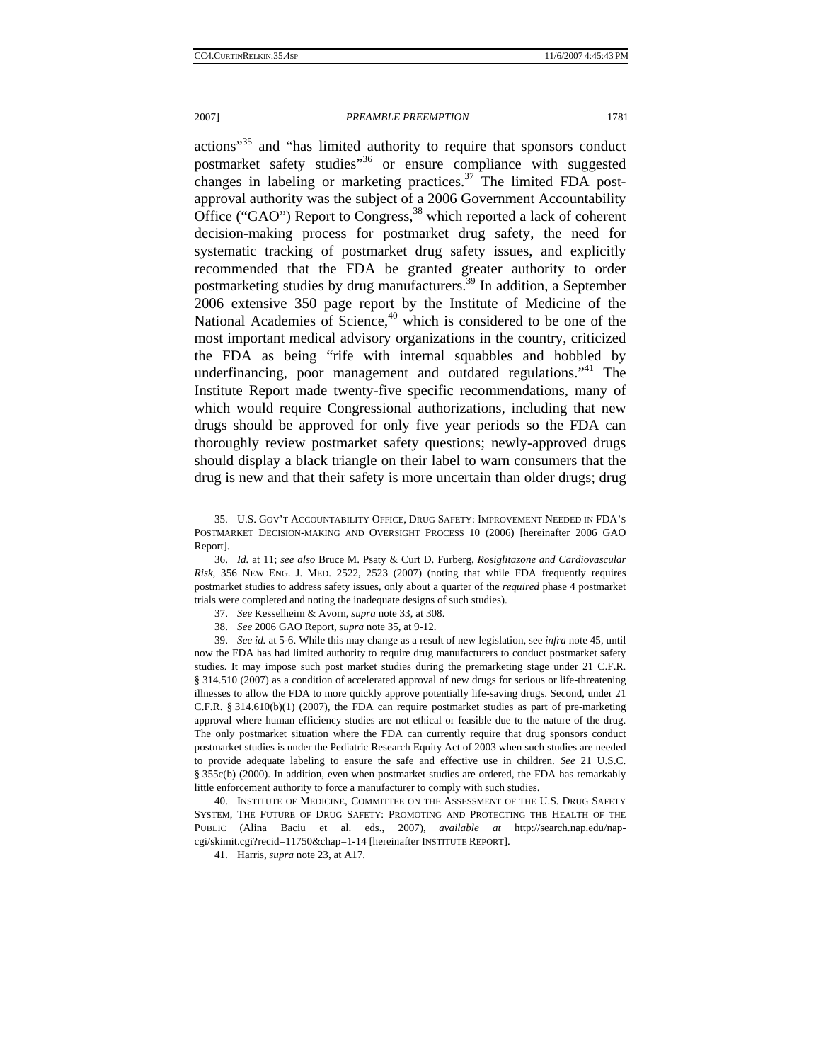actions"[35] and "has limited authority to require that sponsors conduct postmarket safety studies"[36] or ensure compliance with suggested changes in labeling or marketing practices.[37] The limited FDA post-approval authority was the subject of a 2006 Government Accountability Office ("GAO") Report to Congress,[38] which reported a lack of coherent decision-making process for postmarket drug safety, the need for systematic tracking of postmarket drug safety issues, and explicitly recommended that the FDA be granted greater authority to order postmarketing studies by drug manufacturers.[39] In addition, a September 2006 extensive 350 page report by the Institute of Medicine of the National Academies of Science,[40] which is considered to be one of the most important medical advisory organizations in the country, criticized the FDA as being "rife with internal squabbles and hobbled by underfinancing, poor management and outdated regulations."[41] The Institute Report made twenty-five specific recommendations, many of which would require Congressional authorizations, including that new drugs should be approved for only five year periods so the FDA can thoroughly review postmarket safety questions; newly-approved drugs should display a black triangle on their label to warn consumers that the drug is new and that their safety is more uncertain than older drugs; drug

---

35. U.S. GOV'T ACCOUNTABILITY OFFICE, DRUG SAFETY: IMPROVEMENT NEEDED IN FDA'S POSTMARKET DECISION-MAKING AND OVERSIGHT PROCESS 10 (2006) [hereinafter 2006 GAO Report].

36. *Id.* at 11; *see also* Bruce M. Psaty & Curt D. Furberg, *Rosiglitazone and Cardiovascular Risk*, 356 NEW ENG. J. MED. 2522, 2523 (2007) (noting that while FDA frequently requires postmarket studies to address safety issues, only about a quarter of the *required* phase 4 postmarket trials were completed and noting the inadequate designs of such studies).

37. *See* Kesselheim & Avorn, *supra* note 33, at 308.

38. *See* 2006 GAO Report, *supra* note 35, at 9-12.

39. *See id.* at 5-6. While this may change as a result of new legislation, see *infra* note 45, until now the FDA has had limited authority to require drug manufacturers to conduct postmarket safety studies. It may impose such post market studies during the premarketing stage under 21 C.F.R. § 314.510 (2007) as a condition of accelerated approval of new drugs for serious or life-threatening illnesses to allow the FDA to more quickly approve potentially life-saving drugs. Second, under 21 C.F.R. § 314.610(b)(1) (2007), the FDA can require postmarket studies as part of pre-marketing approval where human efficiency studies are not ethical or feasible due to the nature of the drug. The only postmarket situation where the FDA can currently require that drug sponsors conduct postmarket studies is under the Pediatric Research Equity Act of 2003 when such studies are needed to provide adequate labeling to ensure the safe and effective use in children. *See* 21 U.S.C. § 355c(b) (2000). In addition, even when postmarket studies are ordered, the FDA has remarkably little enforcement authority to force a manufacturer to comply with such studies.

40. INSTITUTE OF MEDICINE, COMMITTEE ON THE ASSESSMENT OF THE U.S. DRUG SAFETY SYSTEM, THE FUTURE OF DRUG SAFETY: PROMOTING AND PROTECTING THE HEALTH OF THE PUBLIC (Alina Baciu et al. eds., 2007), *available at* http://search.nap.edu/nap-cgi/skimit.cgi?recid=11750&chap=1-14 [hereinafter INSTITUTE REPORT].

41. Harris, *supra* note 23, at A17.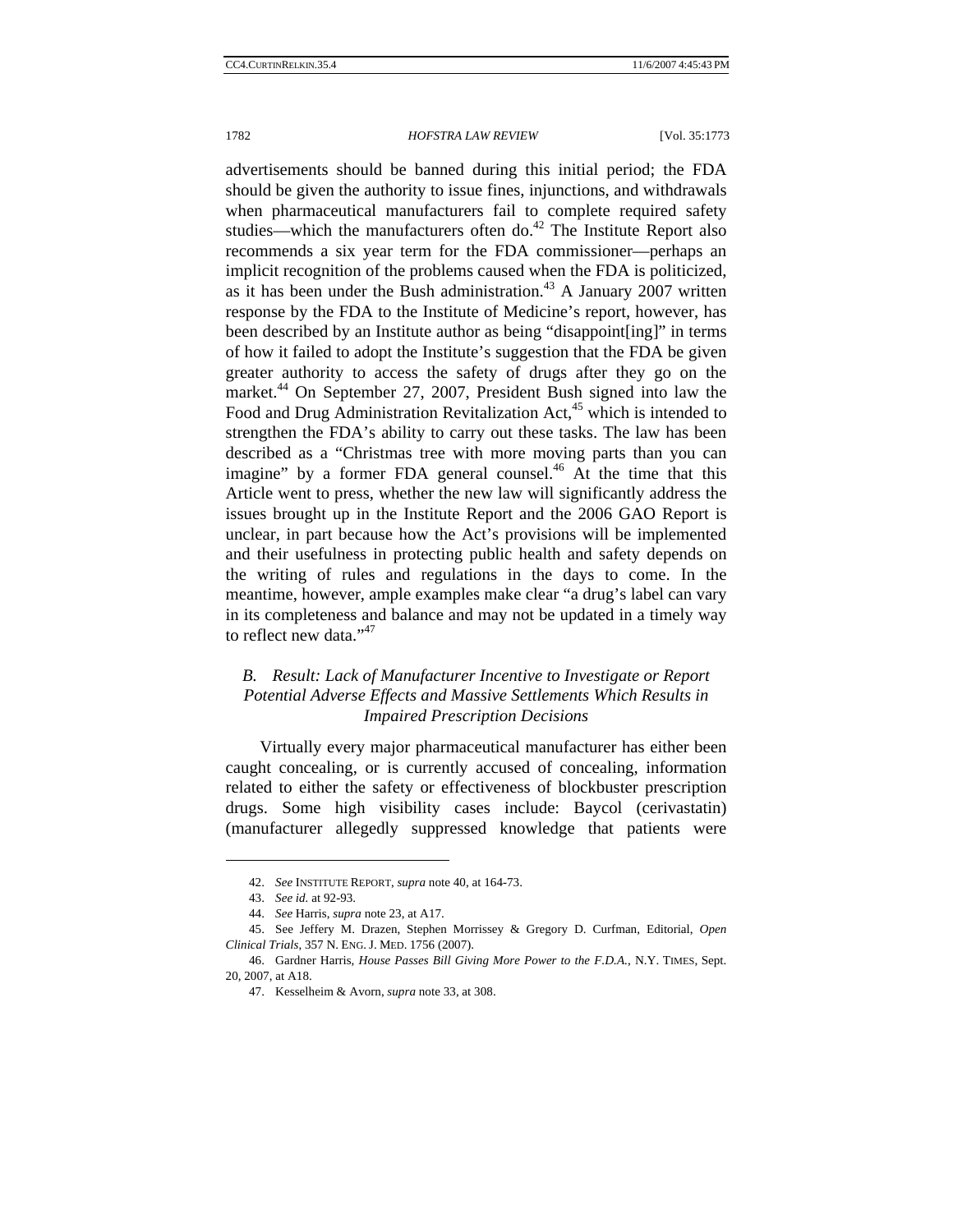advertisements should be banned during this initial period; the FDA should be given the authority to issue fines, injunctions, and withdrawals when pharmaceutical manufacturers fail to complete required safety studies—which the manufacturers often do.[42] The Institute Report also recommends a six year term for the FDA commissioner—perhaps an implicit recognition of the problems caused when the FDA is politicized, as it has been under the Bush administration.[43] A January 2007 written response by the FDA to the Institute of Medicine's report, however, has been described by an Institute author as being "disappoint[ing]" in terms of how it failed to adopt the Institute's suggestion that the FDA be given greater authority to access the safety of drugs after they go on the market.[44] On September 27, 2007, President Bush signed into law the Food and Drug Administration Revitalization Act,[45] which is intended to strengthen the FDA's ability to carry out these tasks. The law has been described as a "Christmas tree with more moving parts than you can imagine" by a former FDA general counsel.[46] At the time that this Article went to press, whether the new law will significantly address the issues brought up in the Institute Report and the 2006 GAO Report is unclear, in part because how the Act's provisions will be implemented and their usefulness in protecting public health and safety depends on the writing of rules and regulations in the days to come. In the meantime, however, ample examples make clear "a drug's label can vary in its completeness and balance and may not be updated in a timely way to reflect new data."[47]

### *B. Result: Lack of Manufacturer Incentive to Investigate or Report Potential Adverse Effects and Massive Settlements Which Results in Impaired Prescription Decisions*

Virtually every major pharmaceutical manufacturer has either been caught concealing, or is currently accused of concealing, information related to either the safety or effectiveness of blockbuster prescription drugs. Some high visibility cases include: Baycol (cerivastatin) (manufacturer allegedly suppressed knowledge that patients were

---

42. *See* INSTITUTE REPORT, *supra* note 40, at 164-73.

43. *See id.* at 92-93.

44. *See* Harris, *supra* note 23, at A17.

45. See Jeffery M. Drazen, Stephen Morrissey & Gregory D. Curfman, Editorial, *Open Clinical Trials*, 357 N. ENG. J. MED. 1756 (2007).

46. Gardner Harris, *House Passes Bill Giving More Power to the F.D.A.*, N.Y. TIMES, Sept. 20, 2007, at A18.

47. Kesselheim & Avorn, *supra* note 33, at 308.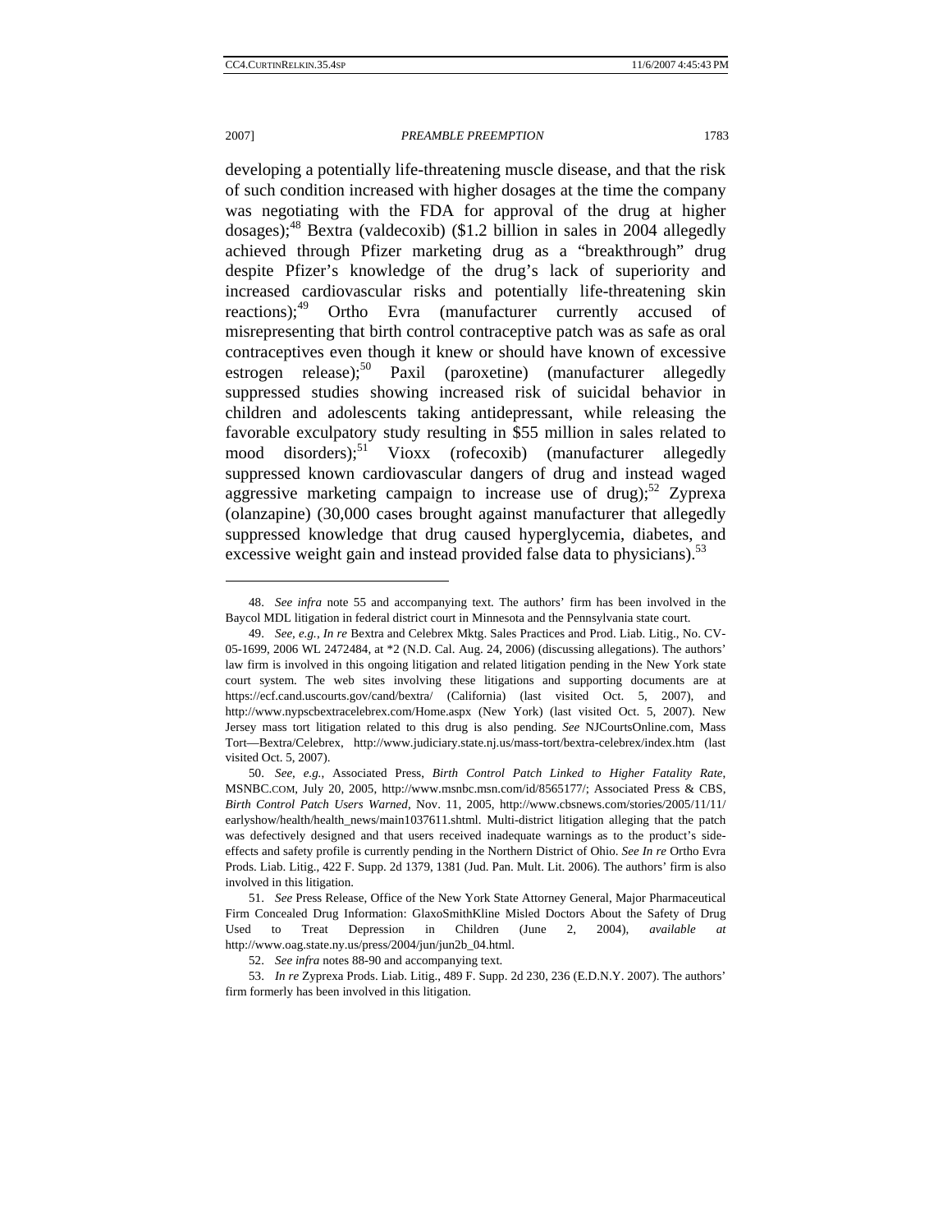developing a potentially life-threatening muscle disease, and that the risk of such condition increased with higher dosages at the time the company was negotiating with the FDA for approval of the drug at higher dosages);[48] Bextra (valdecoxib) ($1.2 billion in sales in 2004 allegedly achieved through Pfizer marketing drug as a "breakthrough" drug despite Pfizer's knowledge of the drug's lack of superiority and increased cardiovascular risks and potentially life-threatening skin reactions);[49] Ortho Evra (manufacturer currently accused of misrepresenting that birth control contraceptive patch was as safe as oral contraceptives even though it knew or should have known of excessive estrogen release);[50] Paxil (paroxetine) (manufacturer allegedly suppressed studies showing increased risk of suicidal behavior in children and adolescents taking antidepressant, while releasing the favorable exculpatory study resulting in $55 million in sales related to mood disorders);[51] Vioxx (rofecoxib) (manufacturer allegedly suppressed known cardiovascular dangers of drug and instead waged aggressive marketing campaign to increase use of drug);[52] Zyprexa (olanzapine) (30,000 cases brought against manufacturer that allegedly suppressed knowledge that drug caused hyperglycemia, diabetes, and excessive weight gain and instead provided false data to physicians).[53]

---

48. *See infra* note 55 and accompanying text. The authors' firm has been involved in the Baycol MDL litigation in federal district court in Minnesota and the Pennsylvania state court.

49. *See, e.g.*, *In re* Bextra and Celebrex Mktg. Sales Practices and Prod. Liab. Litig., No. CV-05-1699, 2006 WL 2472484, at *2 (N.D. Cal. Aug. 24, 2006) (discussing allegations). The authors' law firm is involved in this ongoing litigation and related litigation pending in the New York state court system. The web sites involving these litigations and supporting documents are at https://ecf.cand.uscourts.gov/cand/bextra/ (California) (last visited Oct. 5, 2007), and http://www.nypscbextracelebrex.com/Home.aspx (New York) (last visited Oct. 5, 2007). New Jersey mass tort litigation related to this drug is also pending. *See* NJCourtsOnline.com, Mass Tort—Bextra/Celebrex, http://www.judiciary.state.nj.us/mass-tort/bextra-celebrex/index.htm (last visited Oct. 5, 2007).

50. *See, e.g.*, Associated Press, *Birth Control Patch Linked to Higher Fatality Rate*, MSNBC.COM, July 20, 2005, http://www.msnbc.msn.com/id/8565177/; Associated Press & CBS, *Birth Control Patch Users Warned*, Nov. 11, 2005, http://www.cbsnews.com/stories/2005/11/11/earlyshow/health/health_news/main1037611.shtml. Multi-district litigation alleging that the patch was defectively designed and that users received inadequate warnings as to the product's side-effects and safety profile is currently pending in the Northern District of Ohio. *See In re* Ortho Evra Prods. Liab. Litig., 422 F. Supp. 2d 1379, 1381 (Jud. Pan. Mult. Lit. 2006). The authors' firm is also involved in this litigation.

51. *See* Press Release, Office of the New York State Attorney General, Major Pharmaceutical Firm Concealed Drug Information: GlaxoSmithKline Misled Doctors About the Safety of Drug Used to Treat Depression in Children (June 2, 2004), *available at* http://www.oag.state.ny.us/press/2004/jun/jun2b_04.html.

52. *See infra* notes 88-90 and accompanying text.

53. *In re* Zyprexa Prods. Liab. Litig., 489 F. Supp. 2d 230, 236 (E.D.N.Y. 2007). The authors' firm formerly has been involved in this litigation.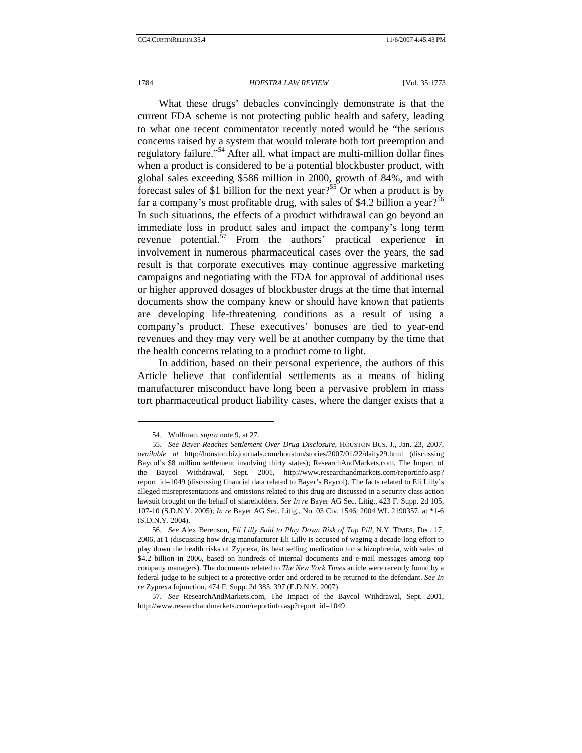What these drugs' debacles convincingly demonstrate is that the current FDA scheme is not protecting public health and safety, leading to what one recent commentator recently noted would be "the serious concerns raised by a system that would tolerate both tort preemption and regulatory failure."[54] After all, what impact are multi-million dollar fines when a product is considered to be a potential blockbuster product, with global sales exceeding $586 million in 2000, growth of 84%, and with forecast sales of $1 billion for the next year?[55] Or when a product is by far a company's most profitable drug, with sales of $4.2 billion a year?[56] In such situations, the effects of a product withdrawal can go beyond an immediate loss in product sales and impact the company's long term revenue potential.[57] From the authors' practical experience in involvement in numerous pharmaceutical cases over the years, the sad result is that corporate executives may continue aggressive marketing campaigns and negotiating with the FDA for approval of additional uses or higher approved dosages of blockbuster drugs at the time that internal documents show the company knew or should have known that patients are developing life-threatening conditions as a result of using a company's product. These executives' bonuses are tied to year-end revenues and they may very well be at another company by the time that the health concerns relating to a product come to light.

In addition, based on their personal experience, the authors of this Article believe that confidential settlements as a means of hiding manufacturer misconduct have long been a pervasive problem in mass tort pharmaceutical product liability cases, where the danger exists that a

---

54. Wolfman, *supra* note 9, at 27.

55. *See Bayer Reaches Settlement Over Drug Disclosure*, HOUSTON BUS. J., Jan. 23, 2007, *available at* http://houston.bizjournals.com/houston/stories/2007/01/22/daily29.html (discussing Baycol's $8 million settlement involving thirty states); ResearchAndMarkets.com, The Impact of the Baycol Withdrawal, Sept. 2001, http://www.researchandmarkets.com/reportinfo.asp?report_id=1049 (discussing financial data related to Bayer's Baycol). The facts related to Eli Lilly's alleged misrepresentations and omissions related to this drug are discussed in a security class action lawsuit brought on the behalf of shareholders. *See In re* Bayer AG Sec. Litig., 423 F. Supp. 2d 105, 107-10 (S.D.N.Y. 2005); *In re* Bayer AG Sec. Litig., No. 03 Civ. 1546, 2004 WL 2190357, at *1-6 (S.D.N.Y. 2004).

56. *See* Alex Berenson, *Eli Lilly Said to Play Down Risk of Top Pill*, N.Y. TIMES, Dec. 17, 2006, at 1 (discussing how drug manufacturer Eli Lilly is accused of waging a decade-long effort to play down the health risks of Zyprexa, its best selling medication for schizophrenia, with sales of $4.2 billion in 2006, based on hundreds of internal documents and e-mail messages among top company managers). The documents related to *The New York Times* article were recently found by a federal judge to be subject to a protective order and ordered to be returned to the defendant. *See In re* Zyprexa Injunction, 474 F. Supp. 2d 385, 397 (E.D.N.Y. 2007).

57. *See* ResearchAndMarkets.com, The Impact of the Baycol Withdrawal, Sept. 2001, http://www.researchandmarkets.com/reportinfo.asp?report_id=1049.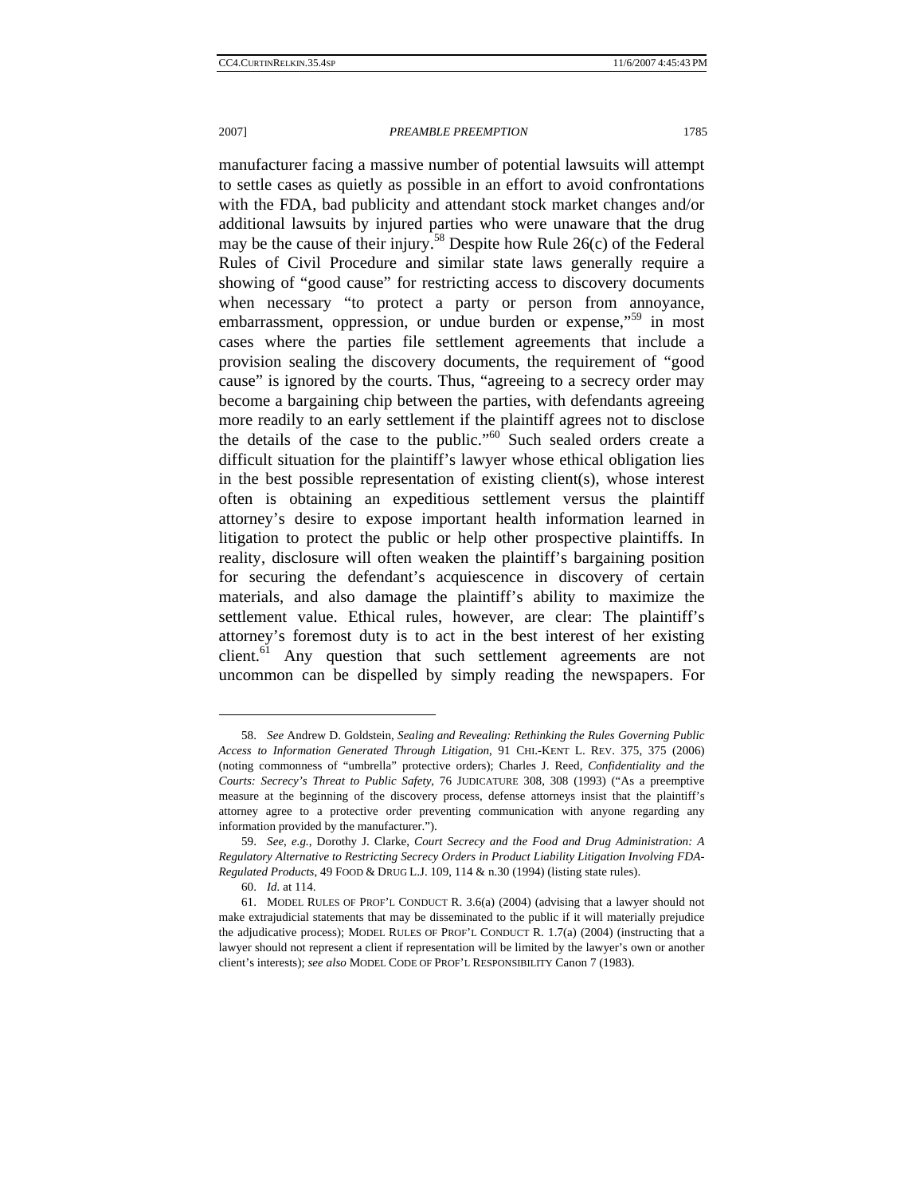manufacturer facing a massive number of potential lawsuits will attempt to settle cases as quietly as possible in an effort to avoid confrontations with the FDA, bad publicity and attendant stock market changes and/or additional lawsuits by injured parties who were unaware that the drug may be the cause of their injury.[58] Despite how Rule 26(c) of the Federal Rules of Civil Procedure and similar state laws generally require a showing of "good cause" for restricting access to discovery documents when necessary "to protect a party or person from annoyance, embarrassment, oppression, or undue burden or expense,"[59] in most cases where the parties file settlement agreements that include a provision sealing the discovery documents, the requirement of "good cause" is ignored by the courts. Thus, "agreeing to a secrecy order may become a bargaining chip between the parties, with defendants agreeing more readily to an early settlement if the plaintiff agrees not to disclose the details of the case to the public."[60] Such sealed orders create a difficult situation for the plaintiff's lawyer whose ethical obligation lies in the best possible representation of existing client(s), whose interest often is obtaining an expeditious settlement versus the plaintiff attorney's desire to expose important health information learned in litigation to protect the public or help other prospective plaintiffs. In reality, disclosure will often weaken the plaintiff's bargaining position for securing the defendant's acquiescence in discovery of certain materials, and also damage the plaintiff's ability to maximize the settlement value. Ethical rules, however, are clear: The plaintiff's attorney's foremost duty is to act in the best interest of her existing client.[61] Any question that such settlement agreements are not uncommon can be dispelled by simply reading the newspapers. For

---

58. *See* Andrew D. Goldstein, *Sealing and Revealing: Rethinking the Rules Governing Public Access to Information Generated Through Litigation*, 91 CHI.-KENT L. REV. 375, 375 (2006) (noting commonness of "umbrella" protective orders); Charles J. Reed, *Confidentiality and the Courts: Secrecy's Threat to Public Safety*, 76 JUDICATURE 308, 308 (1993) ("As a preemptive measure at the beginning of the discovery process, defense attorneys insist that the plaintiff's attorney agree to a protective order preventing communication with anyone regarding any information provided by the manufacturer.").

59. *See, e.g.*, Dorothy J. Clarke, *Court Secrecy and the Food and Drug Administration: A Regulatory Alternative to Restricting Secrecy Orders in Product Liability Litigation Involving FDA-Regulated Products*, 49 FOOD & DRUG L.J. 109, 114 & n.30 (1994) (listing state rules).

60. *Id.* at 114.

61. MODEL RULES OF PROF'L CONDUCT R. 3.6(a) (2004) (advising that a lawyer should not make extrajudicial statements that may be disseminated to the public if it will materially prejudice the adjudicative process); MODEL RULES OF PROF'L CONDUCT R. 1.7(a) (2004) (instructing that a lawyer should not represent a client if representation will be limited by the lawyer's own or another client's interests); *see also* MODEL CODE OF PROF'L RESPONSIBILITY Canon 7 (1983).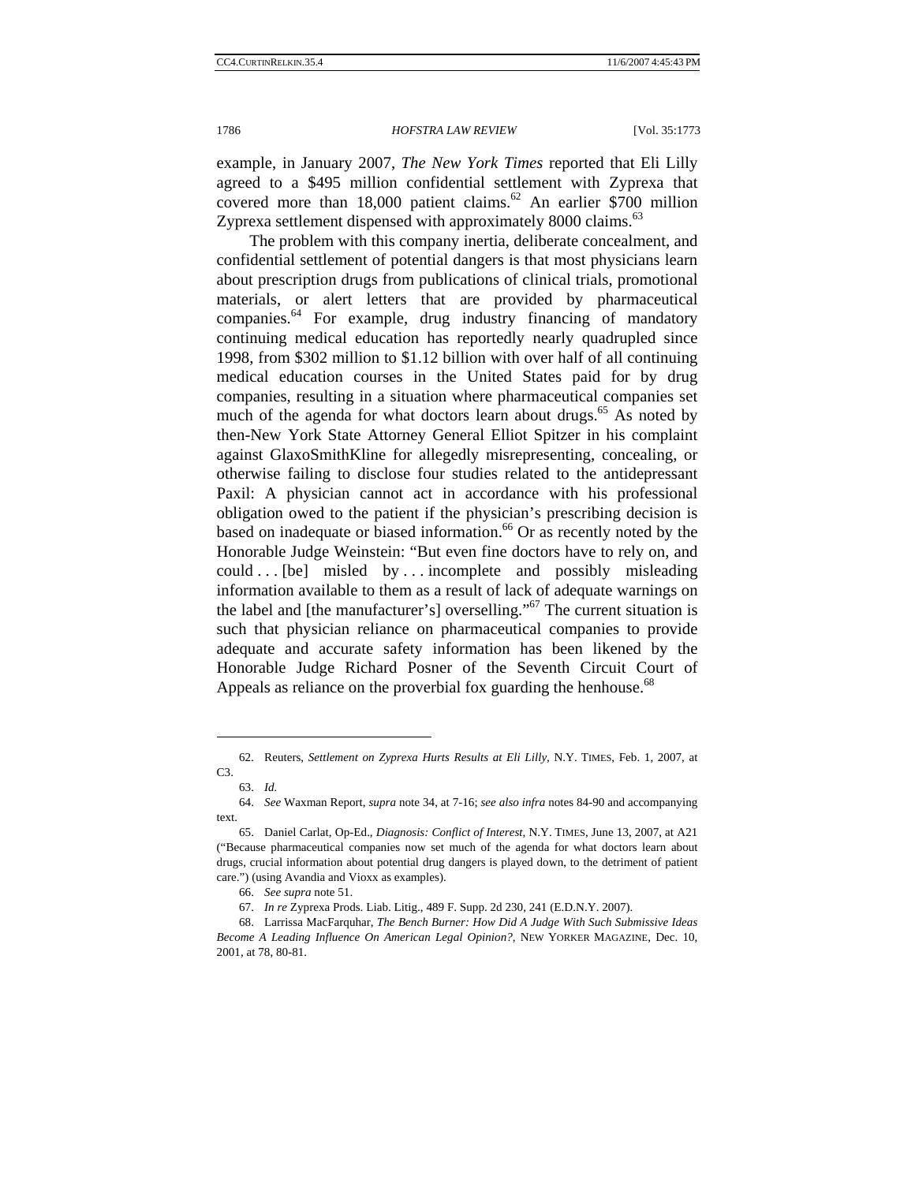example, in January 2007, *The New York Times* reported that Eli Lilly agreed to a $495 million confidential settlement with Zyprexa that covered more than 18,000 patient claims.[62] An earlier $700 million Zyprexa settlement dispensed with approximately 8000 claims.[63]

The problem with this company inertia, deliberate concealment, and confidential settlement of potential dangers is that most physicians learn about prescription drugs from publications of clinical trials, promotional materials, or alert letters that are provided by pharmaceutical companies.[64] For example, drug industry financing of mandatory continuing medical education has reportedly nearly quadrupled since 1998, from $302 million to $1.12 billion with over half of all continuing medical education courses in the United States paid for by drug companies, resulting in a situation where pharmaceutical companies set much of the agenda for what doctors learn about drugs.[65] As noted by then-New York State Attorney General Elliot Spitzer in his complaint against GlaxoSmithKline for allegedly misrepresenting, concealing, or otherwise failing to disclose four studies related to the antidepressant Paxil: A physician cannot act in accordance with his professional obligation owed to the patient if the physician's prescribing decision is based on inadequate or biased information.[66] Or as recently noted by the Honorable Judge Weinstein: "But even fine doctors have to rely on, and could . . . [be] misled by . . . incomplete and possibly misleading information available to them as a result of lack of adequate warnings on the label and [the manufacturer's] overselling."[67] The current situation is such that physician reliance on pharmaceutical companies to provide adequate and accurate safety information has been likened by the Honorable Judge Richard Posner of the Seventh Circuit Court of Appeals as reliance on the proverbial fox guarding the henhouse.[68]

---

62. Reuters, *Settlement on Zyprexa Hurts Results at Eli Lilly*, N.Y. TIMES, Feb. 1, 2007, at C3.

63. *Id.*

64. *See* Waxman Report, *supra* note 34, at 7-16; *see also infra* notes 84-90 and accompanying text.

65. Daniel Carlat, Op-Ed., *Diagnosis: Conflict of Interest*, N.Y. TIMES, June 13, 2007, at A21 ("Because pharmaceutical companies now set much of the agenda for what doctors learn about drugs, crucial information about potential drug dangers is played down, to the detriment of patient care.") (using Avandia and Vioxx as examples).

66. *See supra* note 51.

67. *In re* Zyprexa Prods. Liab. Litig., 489 F. Supp. 2d 230, 241 (E.D.N.Y. 2007).

68. Larrissa MacFarquhar, *The Bench Burner: How Did A Judge With Such Submissive Ideas Become A Leading Influence On American Legal Opinion?*, NEW YORKER MAGAZINE, Dec. 10, 2001, at 78, 80-81.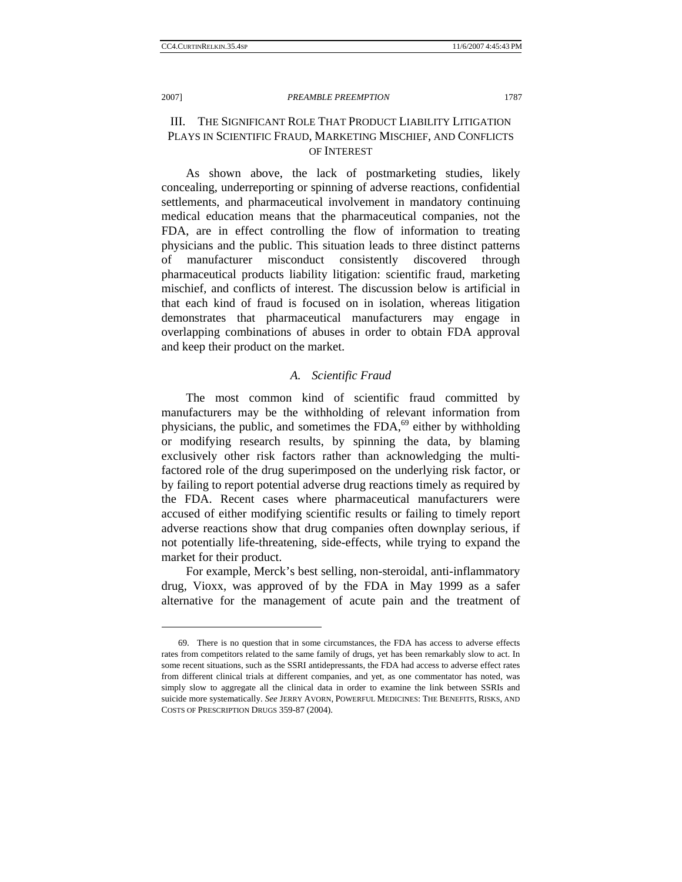## III. THE SIGNIFICANT ROLE THAT PRODUCT LIABILITY LITIGATION PLAYS IN SCIENTIFIC FRAUD, MARKETING MISCHIEF, AND CONFLICTS OF INTEREST

As shown above, the lack of postmarketing studies, likely concealing, underreporting or spinning of adverse reactions, confidential settlements, and pharmaceutical involvement in mandatory continuing medical education means that the pharmaceutical companies, not the FDA, are in effect controlling the flow of information to treating physicians and the public. This situation leads to three distinct patterns of manufacturer misconduct consistently discovered through pharmaceutical products liability litigation: scientific fraud, marketing mischief, and conflicts of interest. The discussion below is artificial in that each kind of fraud is focused on in isolation, whereas litigation demonstrates that pharmaceutical manufacturers may engage in overlapping combinations of abuses in order to obtain FDA approval and keep their product on the market.

### *A. Scientific Fraud*

The most common kind of scientific fraud committed by manufacturers may be the withholding of relevant information from physicians, the public, and sometimes the FDA,[69] either by withholding or modifying research results, by spinning the data, by blaming exclusively other risk factors rather than acknowledging the multi-factored role of the drug superimposed on the underlying risk factor, or by failing to report potential adverse drug reactions timely as required by the FDA. Recent cases where pharmaceutical manufacturers were accused of either modifying scientific results or failing to timely report adverse reactions show that drug companies often downplay serious, if not potentially life-threatening, side-effects, while trying to expand the market for their product.

For example, Merck's best selling, non-steroidal, anti-inflammatory drug, Vioxx, was approved of by the FDA in May 1999 as a safer alternative for the management of acute pain and the treatment of

---

69. There is no question that in some circumstances, the FDA has access to adverse effects rates from competitors related to the same family of drugs, yet has been remarkably slow to act. In some recent situations, such as the SSRI antidepressants, the FDA had access to adverse effect rates from different clinical trials at different companies, and yet, as one commentator has noted, was simply slow to aggregate all the clinical data in order to examine the link between SSRIs and suicide more systematically. *See* JERRY AVORN, POWERFUL MEDICINES: THE BENEFITS, RISKS, AND COSTS OF PRESCRIPTION DRUGS 359-87 (2004).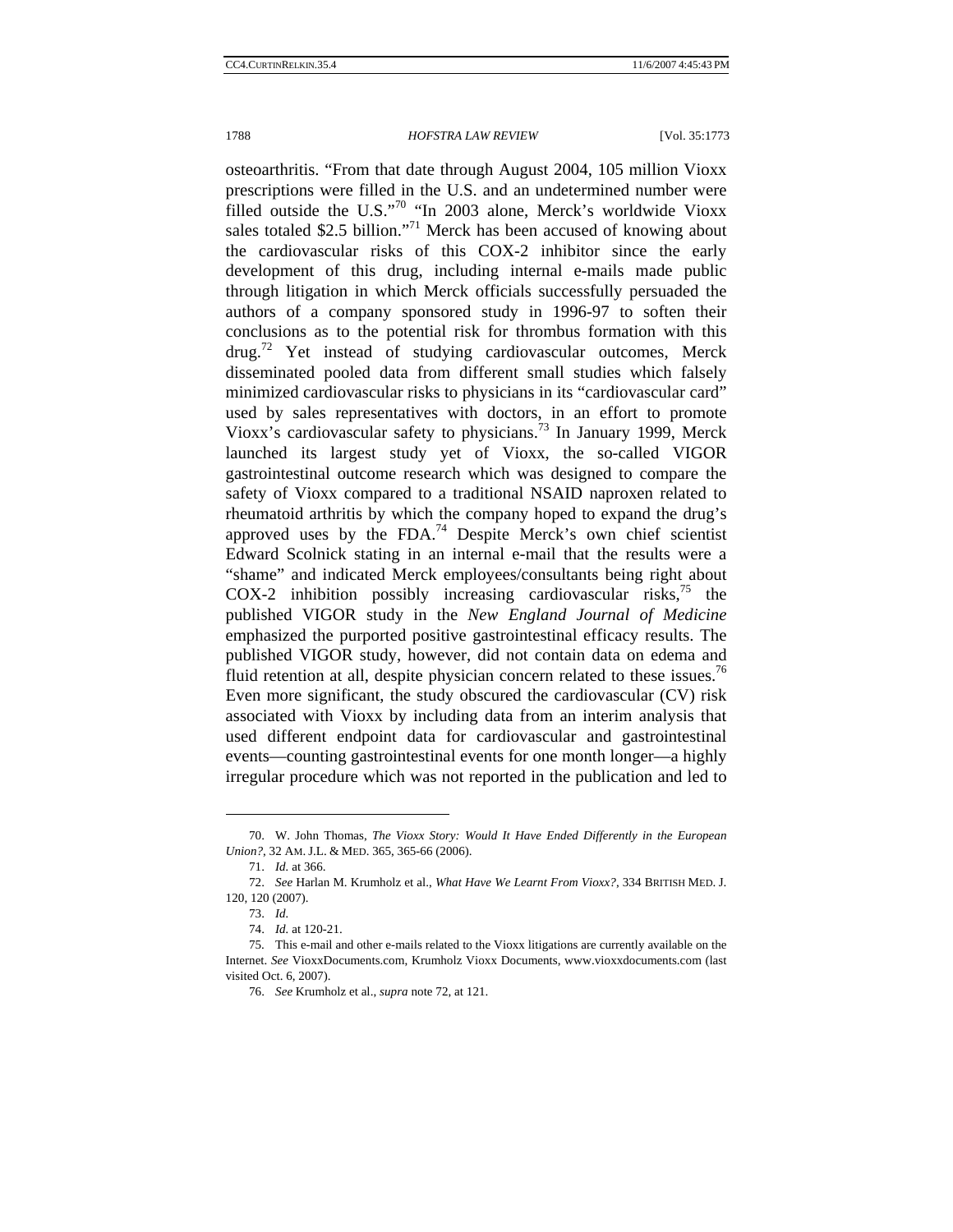osteoarthritis. "From that date through August 2004, 105 million Vioxx prescriptions were filled in the U.S. and an undetermined number were filled outside the U.S."[70] "In 2003 alone, Merck's worldwide Vioxx sales totaled $2.5 billion."[71] Merck has been accused of knowing about the cardiovascular risks of this COX-2 inhibitor since the early development of this drug, including internal e-mails made public through litigation in which Merck officials successfully persuaded the authors of a company sponsored study in 1996-97 to soften their conclusions as to the potential risk for thrombus formation with this drug.[72] Yet instead of studying cardiovascular outcomes, Merck disseminated pooled data from different small studies which falsely minimized cardiovascular risks to physicians in its "cardiovascular card" used by sales representatives with doctors, in an effort to promote Vioxx's cardiovascular safety to physicians.[73] In January 1999, Merck launched its largest study yet of Vioxx, the so-called VIGOR gastrointestinal outcome research which was designed to compare the safety of Vioxx compared to a traditional NSAID naproxen related to rheumatoid arthritis by which the company hoped to expand the drug's approved uses by the FDA.[74] Despite Merck's own chief scientist Edward Scolnick stating in an internal e-mail that the results were a "shame" and indicated Merck employees/consultants being right about COX-2 inhibition possibly increasing cardiovascular risks,[75] the published VIGOR study in the *New England Journal of Medicine* emphasized the purported positive gastrointestinal efficacy results. The published VIGOR study, however, did not contain data on edema and fluid retention at all, despite physician concern related to these issues.[76] Even more significant, the study obscured the cardiovascular (CV) risk associated with Vioxx by including data from an interim analysis that used different endpoint data for cardiovascular and gastrointestinal events—counting gastrointestinal events for one month longer—a highly irregular procedure which was not reported in the publication and led to

---

70. W. John Thomas, *The Vioxx Story: Would It Have Ended Differently in the European Union?*, 32 AM. J.L. & MED. 365, 365-66 (2006).

71. *Id.* at 366.

72. *See* Harlan M. Krumholz et al., *What Have We Learnt From Vioxx?*, 334 BRITISH MED. J. 120, 120 (2007).

73. *Id.*

74. *Id.* at 120-21.

75. This e-mail and other e-mails related to the Vioxx litigations are currently available on the Internet. *See* VioxxDocuments.com, Krumholz Vioxx Documents, www.vioxxdocuments.com (last visited Oct. 6, 2007).

76. *See* Krumholz et al., *supra* note 72, at 121.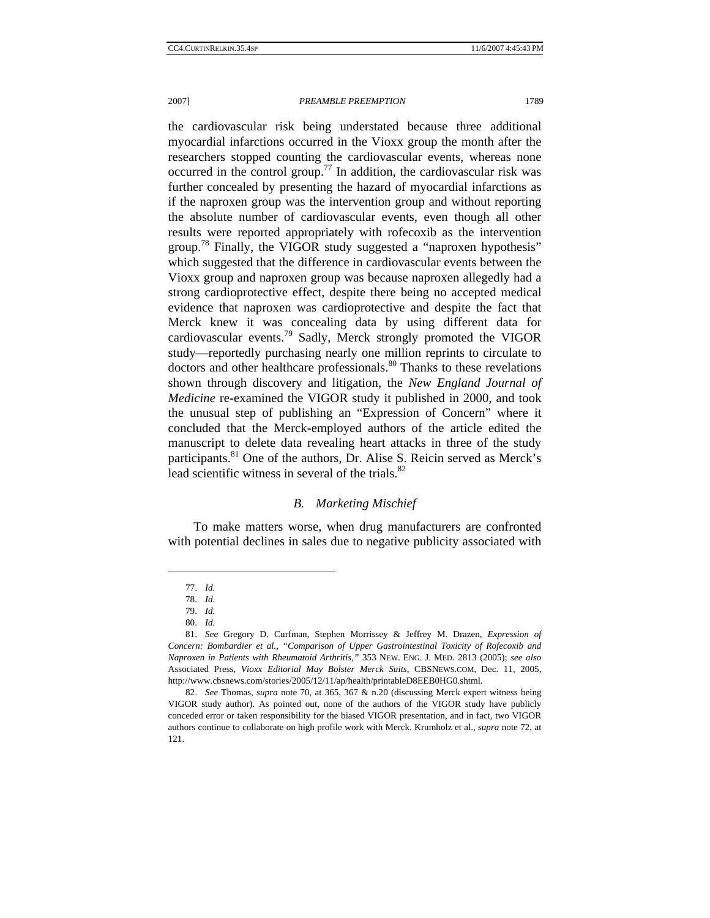the cardiovascular risk being understated because three additional myocardial infarctions occurred in the Vioxx group the month after the researchers stopped counting the cardiovascular events, whereas none occurred in the control group.[77] In addition, the cardiovascular risk was further concealed by presenting the hazard of myocardial infarctions as if the naproxen group was the intervention group and without reporting the absolute number of cardiovascular events, even though all other results were reported appropriately with rofecoxib as the intervention group.[78] Finally, the VIGOR study suggested a "naproxen hypothesis" which suggested that the difference in cardiovascular events between the Vioxx group and naproxen group was because naproxen allegedly had a strong cardioprotective effect, despite there being no accepted medical evidence that naproxen was cardioprotective and despite the fact that Merck knew it was concealing data by using different data for cardiovascular events.[79] Sadly, Merck strongly promoted the VIGOR study—reportedly purchasing nearly one million reprints to circulate to doctors and other healthcare professionals.[80] Thanks to these revelations shown through discovery and litigation, the *New England Journal of Medicine* re-examined the VIGOR study it published in 2000, and took the unusual step of publishing an "Expression of Concern" where it concluded that the Merck-employed authors of the article edited the manuscript to delete data revealing heart attacks in three of the study participants.[81] One of the authors, Dr. Alise S. Reicin served as Merck's lead scientific witness in several of the trials.[82]

### *B. Marketing Mischief*

To make matters worse, when drug manufacturers are confronted with potential declines in sales due to negative publicity associated with

---

77. *Id.*

78. *Id.*

79. *Id.*

80. *Id.*

81. *See* Gregory D. Curfman, Stephen Morrissey & Jeffrey M. Drazen, *Expression of Concern: Bombardier et al., "Comparison of Upper Gastrointestinal Toxicity of Rofecoxib and Naproxen in Patients with Rheumatoid Arthritis,"* 353 NEW. ENG. J. MED. 2813 (2005); *see also* Associated Press, *Vioxx Editorial May Bolster Merck Suits*, CBSNEWS.COM, Dec. 11, 2005, http://www.cbsnews.com/stories/2005/12/11/ap/health/printableD8EEB0HG0.shtml.

82. *See* Thomas, *supra* note 70, at 365, 367 & n.20 (discussing Merck expert witness being VIGOR study author). As pointed out, none of the authors of the VIGOR study have publicly conceded error or taken responsibility for the biased VIGOR presentation, and in fact, two VIGOR authors continue to collaborate on high profile work with Merck. Krumholz et al., *supra* note 72, at 121.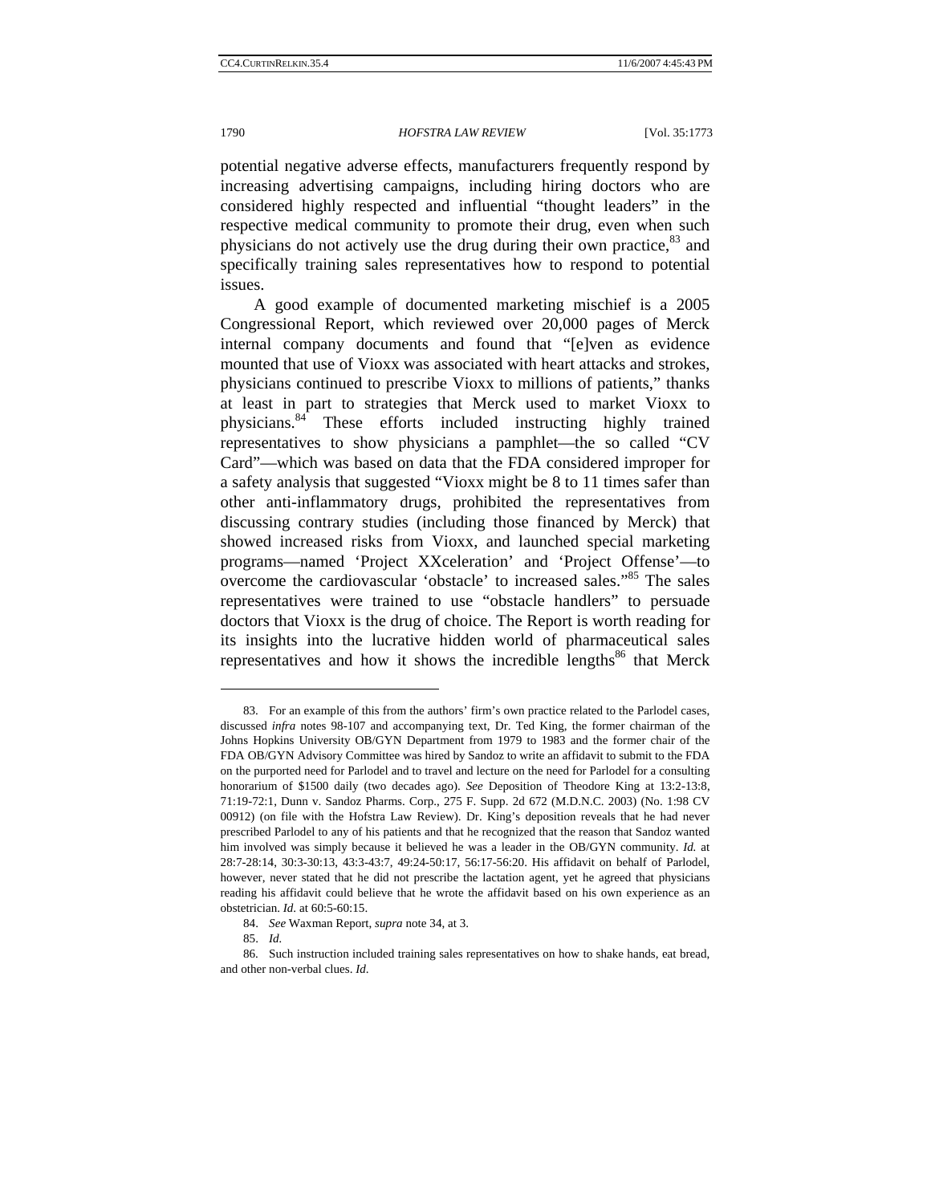potential negative adverse effects, manufacturers frequently respond by increasing advertising campaigns, including hiring doctors who are considered highly respected and influential "thought leaders" in the respective medical community to promote their drug, even when such physicians do not actively use the drug during their own practice,[83] and specifically training sales representatives how to respond to potential issues.

A good example of documented marketing mischief is a 2005 Congressional Report, which reviewed over 20,000 pages of Merck internal company documents and found that "[e]ven as evidence mounted that use of Vioxx was associated with heart attacks and strokes, physicians continued to prescribe Vioxx to millions of patients," thanks at least in part to strategies that Merck used to market Vioxx to physicians.[84] These efforts included instructing highly trained representatives to show physicians a pamphlet—the so called "CV Card"—which was based on data that the FDA considered improper for a safety analysis that suggested "Vioxx might be 8 to 11 times safer than other anti-inflammatory drugs, prohibited the representatives from discussing contrary studies (including those financed by Merck) that showed increased risks from Vioxx, and launched special marketing programs—named 'Project XXceleration' and 'Project Offense'—to overcome the cardiovascular 'obstacle' to increased sales."[85] The sales representatives were trained to use "obstacle handlers" to persuade doctors that Vioxx is the drug of choice. The Report is worth reading for its insights into the lucrative hidden world of pharmaceutical sales representatives and how it shows the incredible lengths[86] that Merck

---

83. For an example of this from the authors' firm's own practice related to the Parlodel cases, discussed *infra* notes 98-107 and accompanying text, Dr. Ted King, the former chairman of the Johns Hopkins University OB/GYN Department from 1979 to 1983 and the former chair of the FDA OB/GYN Advisory Committee was hired by Sandoz to write an affidavit to submit to the FDA on the purported need for Parlodel and to travel and lecture on the need for Parlodel for a consulting honorarium of $1500 daily (two decades ago). *See* Deposition of Theodore King at 13:2-13:8, 71:19-72:1, Dunn v. Sandoz Pharms. Corp., 275 F. Supp. 2d 672 (M.D.N.C. 2003) (No. 1:98 CV 00912) (on file with the Hofstra Law Review). Dr. King's deposition reveals that he had never prescribed Parlodel to any of his patients and that he recognized that the reason that Sandoz wanted him involved was simply because it believed he was a leader in the OB/GYN community. *Id.* at 28:7-28:14, 30:3-30:13, 43:3-43:7, 49:24-50:17, 56:17-56:20. His affidavit on behalf of Parlodel, however, never stated that he did not prescribe the lactation agent, yet he agreed that physicians reading his affidavit could believe that he wrote the affidavit based on his own experience as an obstetrician. *Id.* at 60:5-60:15.

84. *See* Waxman Report, *supra* note 34, at 3.

85. *Id.*

86. Such instruction included training sales representatives on how to shake hands, eat bread, and other non-verbal clues. *Id*.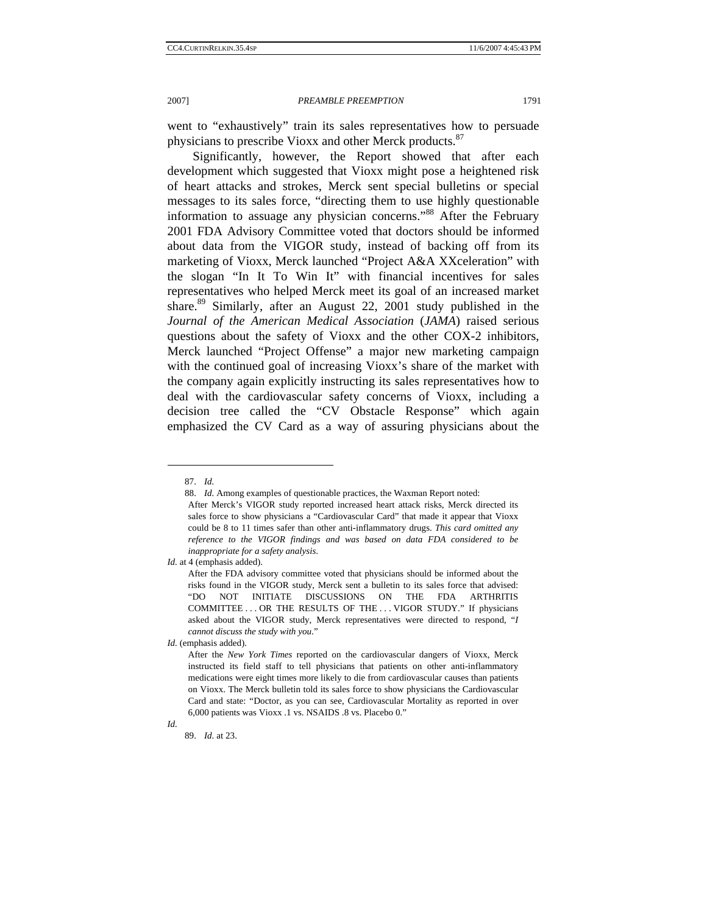went to "exhaustively" train its sales representatives how to persuade physicians to prescribe Vioxx and other Merck products.[87]

Significantly, however, the Report showed that after each development which suggested that Vioxx might pose a heightened risk of heart attacks and strokes, Merck sent special bulletins or special messages to its sales force, "directing them to use highly questionable information to assuage any physician concerns."[88] After the February 2001 FDA Advisory Committee voted that doctors should be informed about data from the VIGOR study, instead of backing off from its marketing of Vioxx, Merck launched "Project A&A XXceleration" with the slogan "In It To Win It" with financial incentives for sales representatives who helped Merck meet its goal of an increased market share.[89] Similarly, after an August 22, 2001 study published in the *Journal of the American Medical Association* (*JAMA*) raised serious questions about the safety of Vioxx and the other COX-2 inhibitors, Merck launched "Project Offense" a major new marketing campaign with the continued goal of increasing Vioxx's share of the market with the company again explicitly instructing its sales representatives how to deal with the cardiovascular safety concerns of Vioxx, including a decision tree called the "CV Obstacle Response" which again emphasized the CV Card as a way of assuring physicians about the

---

87. *Id.*

88. *Id.* Among examples of questionable practices, the Waxman Report noted:

> After Merck's VIGOR study reported increased heart attack risks, Merck directed its sales force to show physicians a "Cardiovascular Card" that made it appear that Vioxx could be 8 to 11 times safer than other anti-inflammatory drugs. *This card omitted any reference to the VIGOR findings and was based on data FDA considered to be inappropriate for a safety analysis*.

*Id.* at 4 (emphasis added).

> After the FDA advisory committee voted that physicians should be informed about the risks found in the VIGOR study, Merck sent a bulletin to its sales force that advised: "DO NOT INITIATE DISCUSSIONS ON THE FDA ARTHRITIS COMMITTEE . . . OR THE RESULTS OF THE . . . VIGOR STUDY." If physicians asked about the VIGOR study, Merck representatives were directed to respond, "*I cannot discuss the study with you*."

*Id.* (emphasis added).

> After the *New York Times* reported on the cardiovascular dangers of Vioxx, Merck instructed its field staff to tell physicians that patients on other anti-inflammatory medications were eight times more likely to die from cardiovascular causes than patients on Vioxx. The Merck bulletin told its sales force to show physicians the Cardiovascular Card and state: "Doctor, as you can see, Cardiovascular Mortality as reported in over 6,000 patients was Vioxx .1 vs. NSAIDS .8 vs. Placebo 0."

*Id.*

89. *Id.* at 23.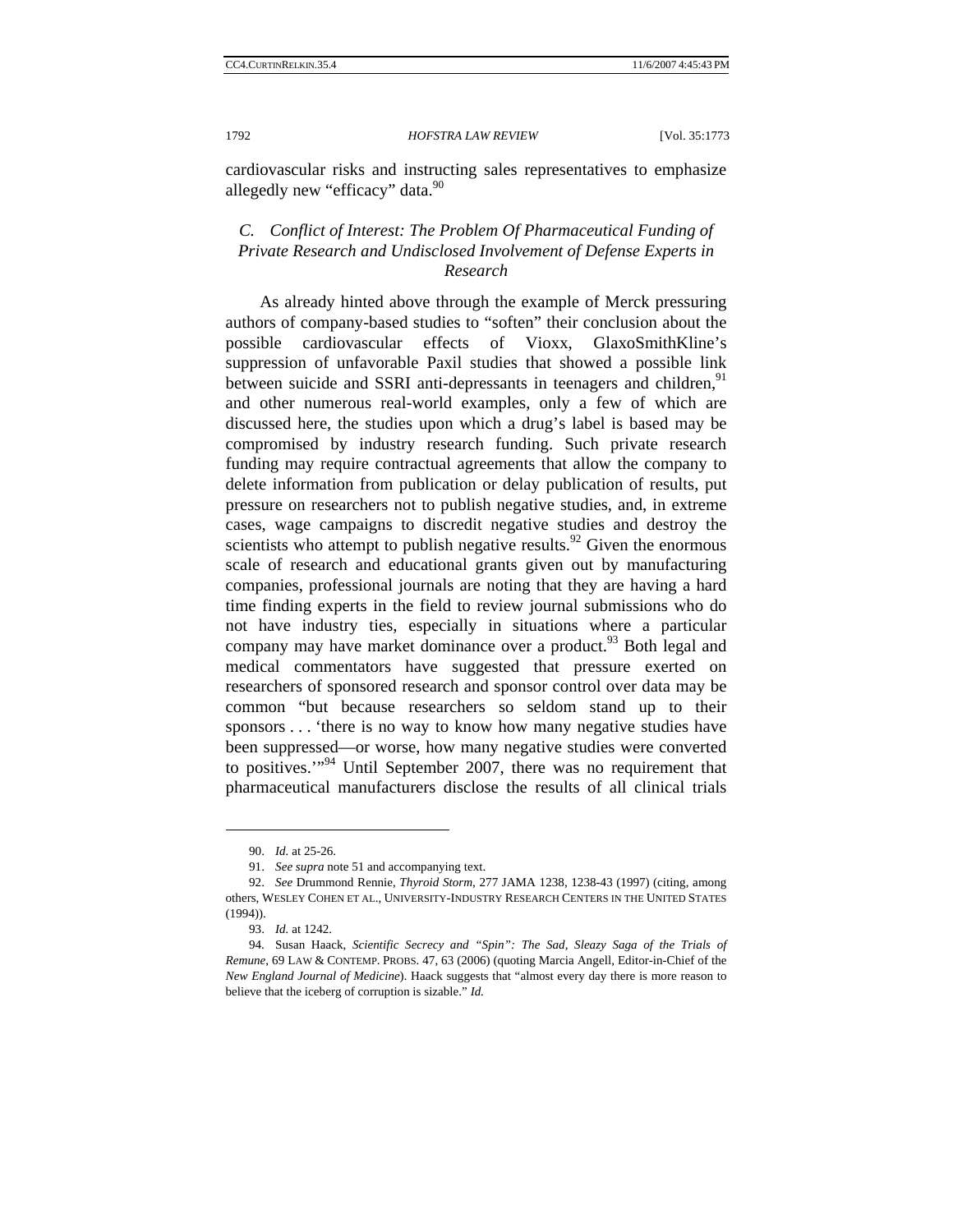cardiovascular risks and instructing sales representatives to emphasize allegedly new "efficacy" data.[90]

### *C. Conflict of Interest: The Problem Of Pharmaceutical Funding of Private Research and Undisclosed Involvement of Defense Experts in Research*

As already hinted above through the example of Merck pressuring authors of company-based studies to "soften" their conclusion about the possible cardiovascular effects of Vioxx, GlaxoSmithKline's suppression of unfavorable Paxil studies that showed a possible link between suicide and SSRI anti-depressants in teenagers and children,[91] and other numerous real-world examples, only a few of which are discussed here, the studies upon which a drug's label is based may be compromised by industry research funding. Such private research funding may require contractual agreements that allow the company to delete information from publication or delay publication of results, put pressure on researchers not to publish negative studies, and, in extreme cases, wage campaigns to discredit negative studies and destroy the scientists who attempt to publish negative results.[92] Given the enormous scale of research and educational grants given out by manufacturing companies, professional journals are noting that they are having a hard time finding experts in the field to review journal submissions who do not have industry ties, especially in situations where a particular company may have market dominance over a product.[93] Both legal and medical commentators have suggested that pressure exerted on researchers of sponsored research and sponsor control over data may be common "but because researchers so seldom stand up to their sponsors . . . 'there is no way to know how many negative studies have been suppressed—or worse, how many negative studies were converted to positives.'"[94] Until September 2007, there was no requirement that pharmaceutical manufacturers disclose the results of all clinical trials

---

90. *Id.* at 25-26.

91. *See supra* note 51 and accompanying text.

92. *See* Drummond Rennie, *Thyroid Storm*, 277 JAMA 1238, 1238-43 (1997) (citing, among others, WESLEY COHEN ET AL., UNIVERSITY-INDUSTRY RESEARCH CENTERS IN THE UNITED STATES (1994)).

93. *Id.* at 1242.

94. Susan Haack, *Scientific Secrecy and "Spin": The Sad, Sleazy Saga of the Trials of Remune*, 69 LAW & CONTEMP. PROBS. 47, 63 (2006) (quoting Marcia Angell, Editor-in-Chief of the *New England Journal of Medicine*). Haack suggests that "almost every day there is more reason to believe that the iceberg of corruption is sizable." *Id.*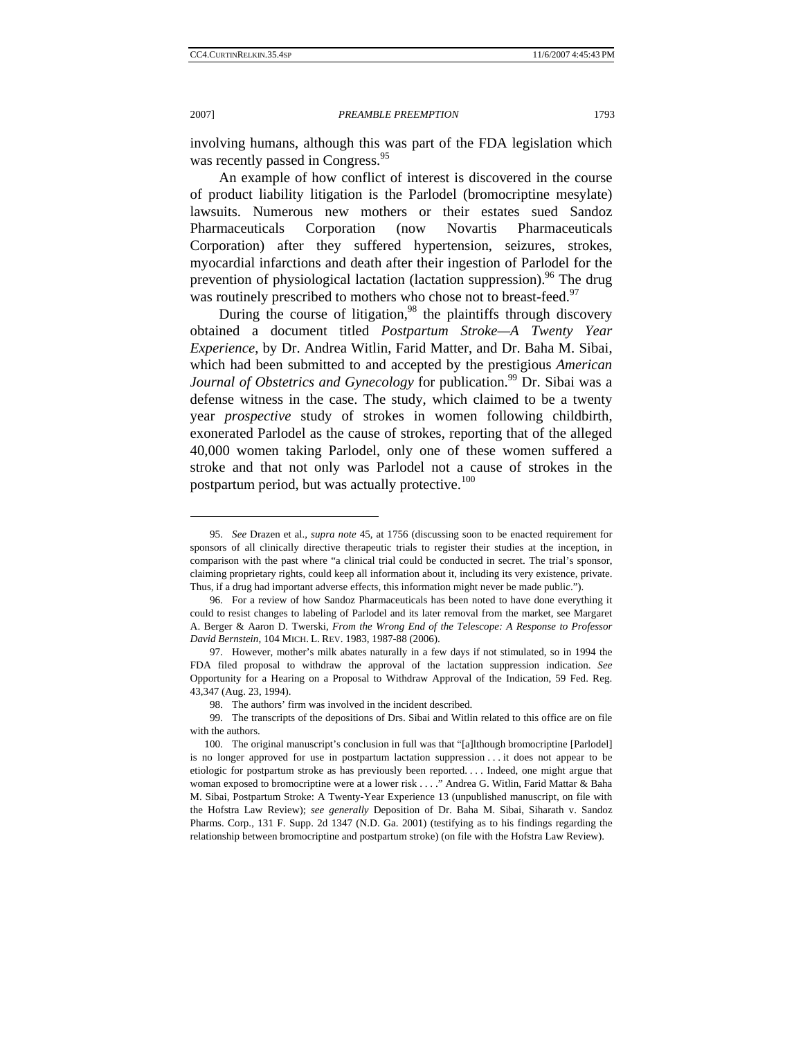involving humans, although this was part of the FDA legislation which was recently passed in Congress.[95]

An example of how conflict of interest is discovered in the course of product liability litigation is the Parlodel (bromocriptine mesylate) lawsuits. Numerous new mothers or their estates sued Sandoz Pharmaceuticals Corporation (now Novartis Pharmaceuticals Corporation) after they suffered hypertension, seizures, strokes, myocardial infarctions and death after their ingestion of Parlodel for the prevention of physiological lactation (lactation suppression).[96] The drug was routinely prescribed to mothers who chose not to breast-feed.[97]

During the course of litigation,[98] the plaintiffs through discovery obtained a document titled *Postpartum Stroke—A Twenty Year Experience*, by Dr. Andrea Witlin, Farid Matter, and Dr. Baha M. Sibai, which had been submitted to and accepted by the prestigious *American Journal of Obstetrics and Gynecology* for publication.[99] Dr. Sibai was a defense witness in the case. The study, which claimed to be a twenty year *prospective* study of strokes in women following childbirth, exonerated Parlodel as the cause of strokes, reporting that of the alleged 40,000 women taking Parlodel, only one of these women suffered a stroke and that not only was Parlodel not a cause of strokes in the postpartum period, but was actually protective.[100]

---

95. *See* Drazen et al., *supra note* 45, at 1756 (discussing soon to be enacted requirement for sponsors of all clinically directive therapeutic trials to register their studies at the inception, in comparison with the past where "a clinical trial could be conducted in secret. The trial's sponsor, claiming proprietary rights, could keep all information about it, including its very existence, private. Thus, if a drug had important adverse effects, this information might never be made public.").

96. For a review of how Sandoz Pharmaceuticals has been noted to have done everything it could to resist changes to labeling of Parlodel and its later removal from the market, see Margaret A. Berger & Aaron D. Twerski, *From the Wrong End of the Telescope: A Response to Professor David Bernstein*, 104 MICH. L. REV. 1983, 1987-88 (2006).

97. However, mother's milk abates naturally in a few days if not stimulated, so in 1994 the FDA filed proposal to withdraw the approval of the lactation suppression indication. *See* Opportunity for a Hearing on a Proposal to Withdraw Approval of the Indication, 59 Fed. Reg. 43,347 (Aug. 23, 1994).

98. The authors' firm was involved in the incident described.

99. The transcripts of the depositions of Drs. Sibai and Witlin related to this office are on file with the authors.

100. The original manuscript's conclusion in full was that "[a]lthough bromocriptine [Parlodel] is no longer approved for use in postpartum lactation suppression . . . it does not appear to be etiologic for postpartum stroke as has previously been reported. . . . Indeed, one might argue that woman exposed to bromocriptine were at a lower risk . . . ." Andrea G. Witlin, Farid Mattar & Baha M. Sibai, Postpartum Stroke: A Twenty-Year Experience 13 (unpublished manuscript, on file with the Hofstra Law Review); *see generally* Deposition of Dr. Baha M. Sibai, Siharath v. Sandoz Pharms. Corp., 131 F. Supp. 2d 1347 (N.D. Ga. 2001) (testifying as to his findings regarding the relationship between bromocriptine and postpartum stroke) (on file with the Hofstra Law Review).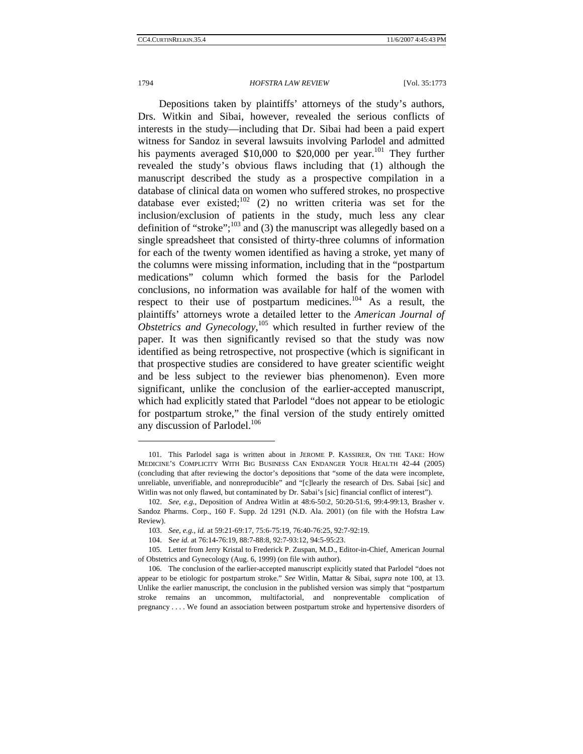Depositions taken by plaintiffs' attorneys of the study's authors, Drs. Witkin and Sibai, however, revealed the serious conflicts of interests in the study—including that Dr. Sibai had been a paid expert witness for Sandoz in several lawsuits involving Parlodel and admitted his payments averaged $10,000 to $20,000 per year.[101] They further revealed the study's obvious flaws including that (1) although the manuscript described the study as a prospective compilation in a database of clinical data on women who suffered strokes, no prospective database ever existed;[102] (2) no written criteria was set for the inclusion/exclusion of patients in the study, much less any clear definition of "stroke";[103] and (3) the manuscript was allegedly based on a single spreadsheet that consisted of thirty-three columns of information for each of the twenty women identified as having a stroke, yet many of the columns were missing information, including that in the "postpartum medications" column which formed the basis for the Parlodel conclusions, no information was available for half of the women with respect to their use of postpartum medicines.[104] As a result, the plaintiffs' attorneys wrote a detailed letter to the *American Journal of Obstetrics and Gynecology*,[105] which resulted in further review of the paper. It was then significantly revised so that the study was now identified as being retrospective, not prospective (which is significant in that prospective studies are considered to have greater scientific weight and be less subject to the reviewer bias phenomenon). Even more significant, unlike the conclusion of the earlier-accepted manuscript, which had explicitly stated that Parlodel "does not appear to be etiologic for postpartum stroke," the final version of the study entirely omitted any discussion of Parlodel.[106]

---

101. This Parlodel saga is written about in JEROME P. KASSIRER, ON THE TAKE: HOW MEDICINE'S COMPLICITY WITH BIG BUSINESS CAN ENDANGER YOUR HEALTH 42-44 (2005) (concluding that after reviewing the doctor's depositions that "some of the data were incomplete, unreliable, unverifiable, and nonreproducible" and "[c]learly the research of Drs. Sabai [sic] and Witlin was not only flawed, but contaminated by Dr. Sabai's [sic] financial conflict of interest").

102. *See, e.g.*, Deposition of Andrea Witlin at 48:6-50:2, 50:20-51:6, 99:4-99:13, Brasher v. Sandoz Pharms. Corp., 160 F. Supp. 2d 1291 (N.D. Ala. 2001) (on file with the Hofstra Law Review).

103. *See, e.g.*, *id.* at 59:21-69:17, 75:6-75:19, 76:40-76:25, 92:7-92:19.

104. S*ee id.* at 76:14-76:19, 88:7-88:8, 92:7-93:12, 94:5-95:23.

105. Letter from Jerry Kristal to Frederick P. Zuspan, M.D., Editor-in-Chief, American Journal of Obstetrics and Gynecology (Aug. 6, 1999) (on file with author).

106. The conclusion of the earlier-accepted manuscript explicitly stated that Parlodel "does not appear to be etiologic for postpartum stroke." *See* Witlin, Mattar & Sibai, *supra* note 100, at 13. Unlike the earlier manuscript, the conclusion in the published version was simply that "postpartum stroke remains an uncommon, multifactorial, and nonpreventable complication of pregnancy . . . . We found an association between postpartum stroke and hypertensive disorders of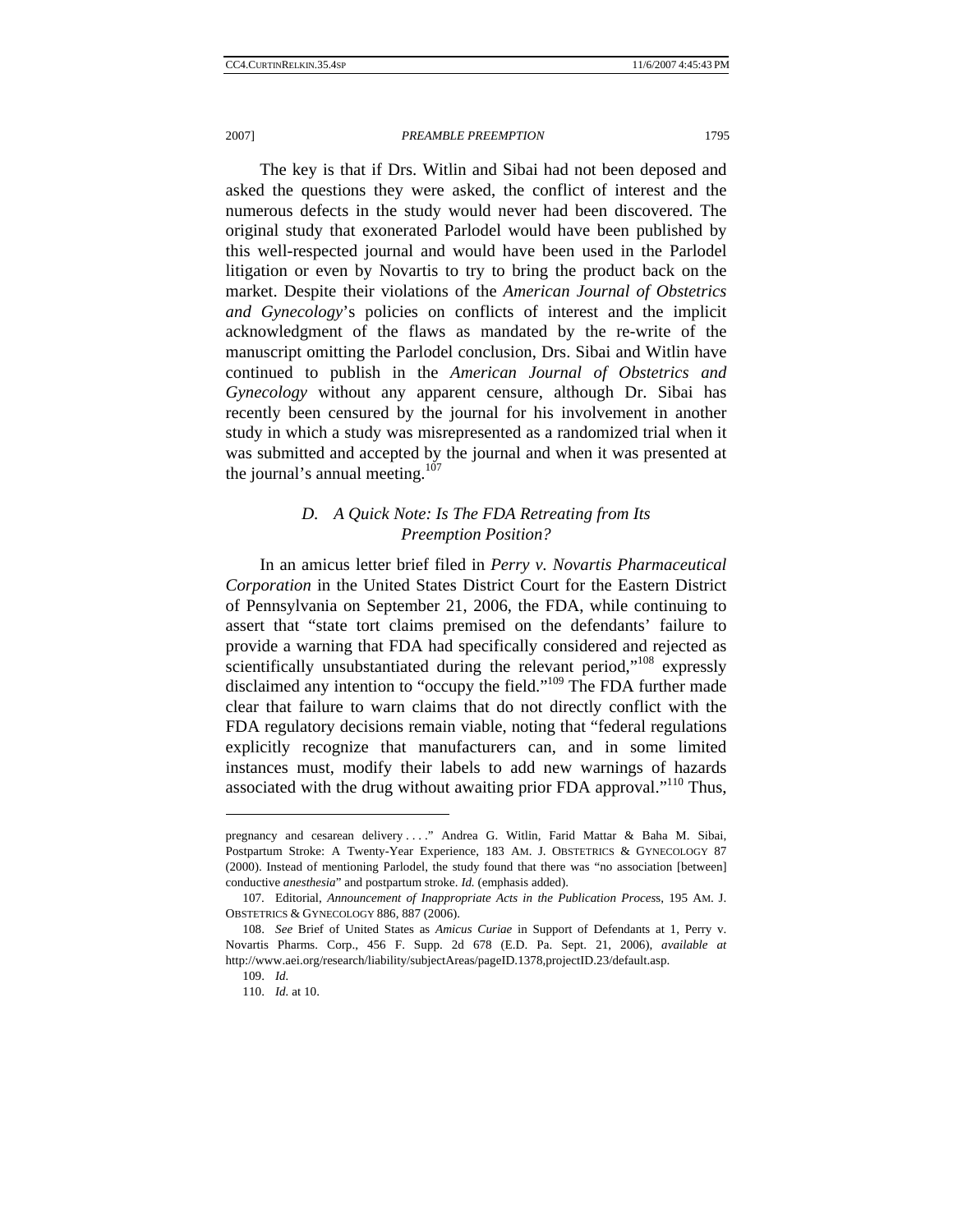The key is that if Drs. Witlin and Sibai had not been deposed and asked the questions they were asked, the conflict of interest and the numerous defects in the study would never had been discovered. The original study that exonerated Parlodel would have been published by this well-respected journal and would have been used in the Parlodel litigation or even by Novartis to try to bring the product back on the market. Despite their violations of the *American Journal of Obstetrics and Gynecology*'s policies on conflicts of interest and the implicit acknowledgment of the flaws as mandated by the re-write of the manuscript omitting the Parlodel conclusion, Drs. Sibai and Witlin have continued to publish in the *American Journal of Obstetrics and Gynecology* without any apparent censure, although Dr. Sibai has recently been censured by the journal for his involvement in another study in which a study was misrepresented as a randomized trial when it was submitted and accepted by the journal and when it was presented at the journal's annual meeting.[107]

### *D. A Quick Note: Is The FDA Retreating from Its Preemption Position?*

In an amicus letter brief filed in *Perry v. Novartis Pharmaceutical Corporation* in the United States District Court for the Eastern District of Pennsylvania on September 21, 2006, the FDA, while continuing to assert that "state tort claims premised on the defendants' failure to provide a warning that FDA had specifically considered and rejected as scientifically unsubstantiated during the relevant period,"[108] expressly disclaimed any intention to "occupy the field."[109] The FDA further made clear that failure to warn claims that do not directly conflict with the FDA regulatory decisions remain viable, noting that "federal regulations explicitly recognize that manufacturers can, and in some limited instances must, modify their labels to add new warnings of hazards associated with the drug without awaiting prior FDA approval."[110] Thus,

---

pregnancy and cesarean delivery . . . ." Andrea G. Witlin, Farid Mattar & Baha M. Sibai, Postpartum Stroke: A Twenty-Year Experience, 183 AM. J. OBSTETRICS & GYNECOLOGY 87 (2000). Instead of mentioning Parlodel, the study found that there was "no association [between] conductive *anesthesia*" and postpartum stroke. *Id.* (emphasis added).

107. Editorial, *Announcement of Inappropriate Acts in the Publication Process*, 195 AM. J. OBSTETRICS & GYNECOLOGY 886, 887 (2006).

108. *See* Brief of United States as *Amicus Curiae* in Support of Defendants at 1, Perry v. Novartis Pharms. Corp., 456 F. Supp. 2d 678 (E.D. Pa. Sept. 21, 2006), *available at* http://www.aei.org/research/liability/subjectAreas/pageID.1378,projectID.23/default.asp.

109. *Id.*

110. *Id.* at 10.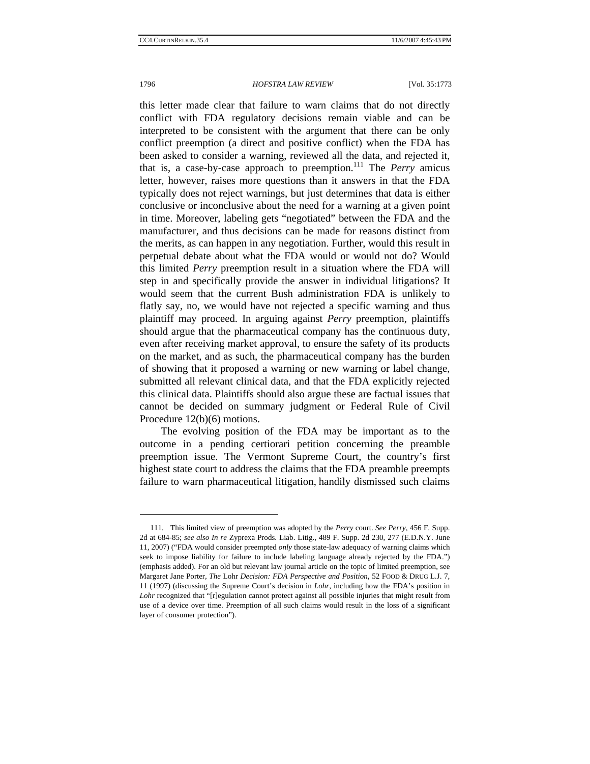this letter made clear that failure to warn claims that do not directly conflict with FDA regulatory decisions remain viable and can be interpreted to be consistent with the argument that there can be only conflict preemption (a direct and positive conflict) when the FDA has been asked to consider a warning, reviewed all the data, and rejected it, that is, a case-by-case approach to preemption.[111] The *Perry* amicus letter, however, raises more questions than it answers in that the FDA typically does not reject warnings, but just determines that data is either conclusive or inconclusive about the need for a warning at a given point in time. Moreover, labeling gets "negotiated" between the FDA and the manufacturer, and thus decisions can be made for reasons distinct from the merits, as can happen in any negotiation. Further, would this result in perpetual debate about what the FDA would or would not do? Would this limited *Perry* preemption result in a situation where the FDA will step in and specifically provide the answer in individual litigations? It would seem that the current Bush administration FDA is unlikely to flatly say, no, we would have not rejected a specific warning and thus plaintiff may proceed. In arguing against *Perry* preemption, plaintiffs should argue that the pharmaceutical company has the continuous duty, even after receiving market approval, to ensure the safety of its products on the market, and as such, the pharmaceutical company has the burden of showing that it proposed a warning or new warning or label change, submitted all relevant clinical data, and that the FDA explicitly rejected this clinical data. Plaintiffs should also argue these are factual issues that cannot be decided on summary judgment or Federal Rule of Civil Procedure 12(b)(6) motions.

The evolving position of the FDA may be important as to the outcome in a pending certiorari petition concerning the preamble preemption issue. The Vermont Supreme Court, the country's first highest state court to address the claims that the FDA preamble preempts failure to warn pharmaceutical litigation, handily dismissed such claims

---

111. This limited view of preemption was adopted by the *Perry* court. *See Perry*, 456 F. Supp. 2d at 684-85; *see also In re* Zyprexa Prods. Liab. Litig., 489 F. Supp. 2d 230, 277 (E.D.N.Y. June 11, 2007) ("FDA would consider preempted *only* those state-law adequacy of warning claims which seek to impose liability for failure to include labeling language already rejected by the FDA.") (emphasis added). For an old but relevant law journal article on the topic of limited preemption, see Margaret Jane Porter, *The* Lohr *Decision: FDA Perspective and Position*, 52 FOOD & DRUG L.J. 7, 11 (1997) (discussing the Supreme Court's decision in *Lohr*, including how the FDA's position in *Lohr* recognized that "[r]egulation cannot protect against all possible injuries that might result from use of a device over time. Preemption of all such claims would result in the loss of a significant layer of consumer protection").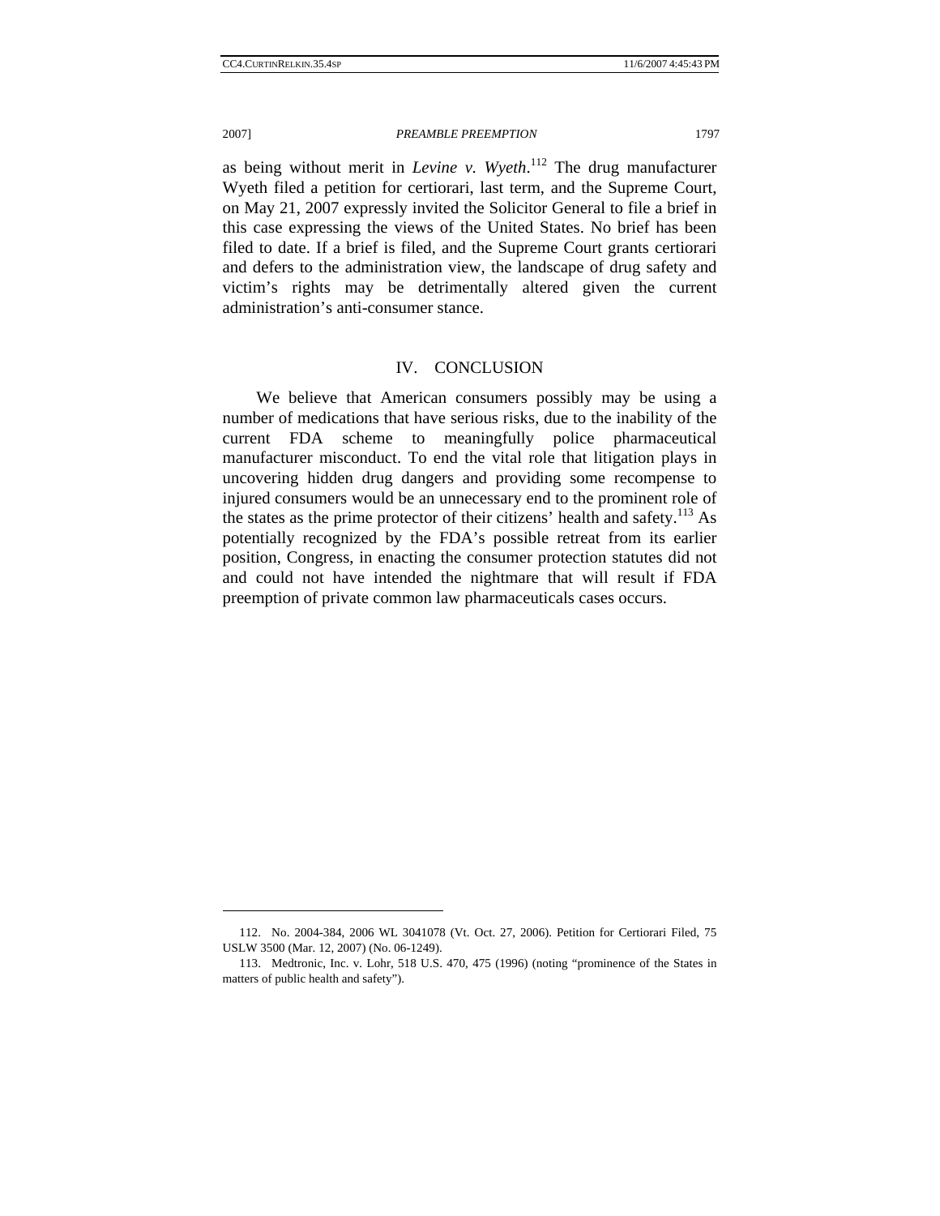as being without merit in *Levine v. Wyeth*.[112] The drug manufacturer Wyeth filed a petition for certiorari, last term, and the Supreme Court, on May 21, 2007 expressly invited the Solicitor General to file a brief in this case expressing the views of the United States. No brief has been filed to date. If a brief is filed, and the Supreme Court grants certiorari and defers to the administration view, the landscape of drug safety and victim's rights may be detrimentally altered given the current administration's anti-consumer stance.

## IV. CONCLUSION

We believe that American consumers possibly may be using a number of medications that have serious risks, due to the inability of the current FDA scheme to meaningfully police pharmaceutical manufacturer misconduct. To end the vital role that litigation plays in uncovering hidden drug dangers and providing some recompense to injured consumers would be an unnecessary end to the prominent role of the states as the prime protector of their citizens' health and safety.[113] As potentially recognized by the FDA's possible retreat from its earlier position, Congress, in enacting the consumer protection statutes did not and could not have intended the nightmare that will result if FDA preemption of private common law pharmaceuticals cases occurs.

---

112. No. 2004-384, 2006 WL 3041078 (Vt. Oct. 27, 2006). Petition for Certiorari Filed, 75 USLW 3500 (Mar. 12, 2007) (No. 06-1249).

113. Medtronic, Inc. v. Lohr, 518 U.S. 470, 475 (1996) (noting "prominence of the States in matters of public health and safety").